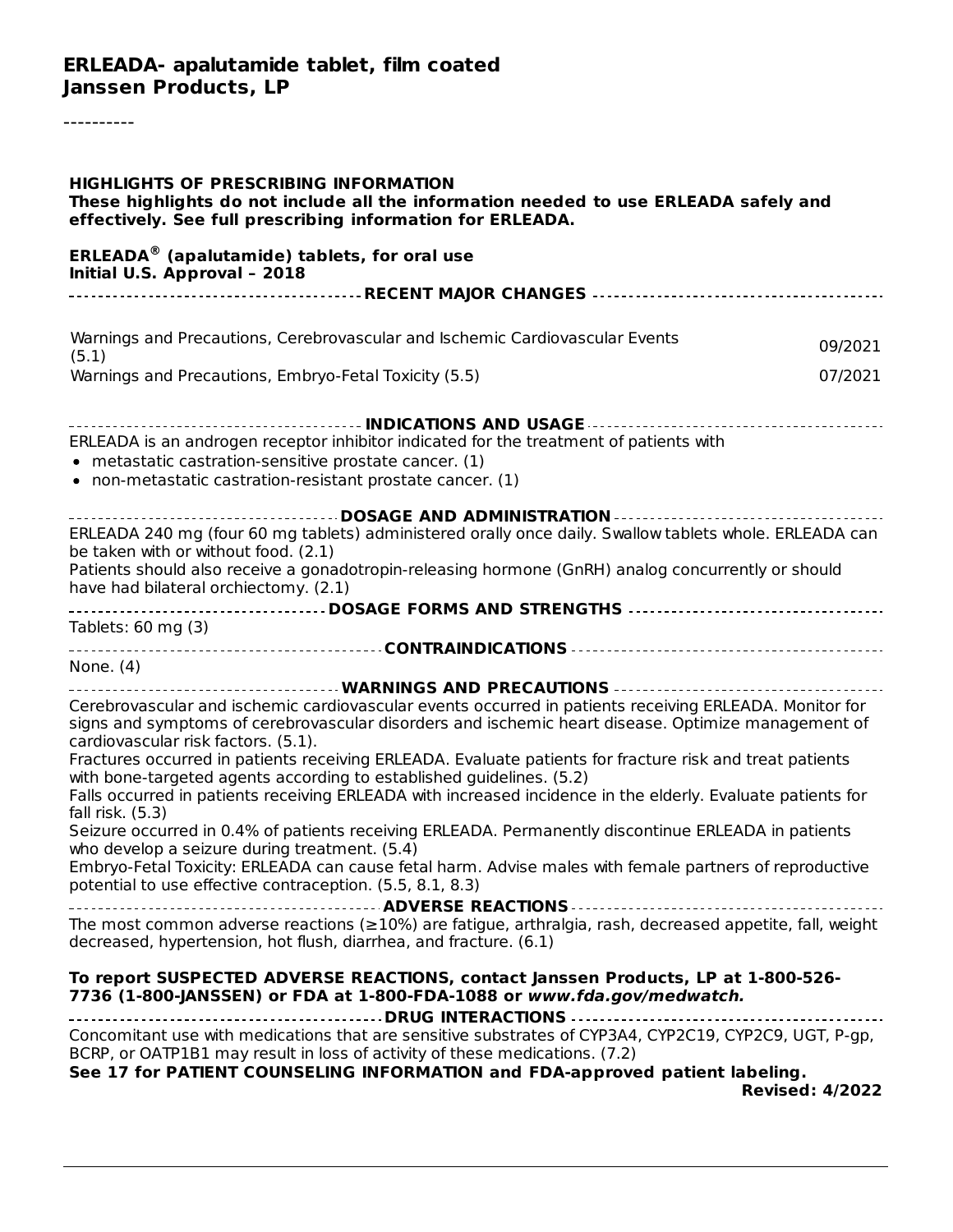# ERLEADA- apalutamide tablet, film coated
# Janssen Products, LP

----------

**HIGHLIGHTS OF PRESCRIBING INFORMATION**
**These highlights do not include all the information needed to use ERLEADA safely and effectively. See full prescribing information for ERLEADA.**

**ERLEADA® (apalutamide) tablets, for oral use**
**Initial U.S. Approval – 2018**

**RECENT MAJOR CHANGES**

| | |
|---|---|
| Warnings and Precautions, Cerebrovascular and Ischemic Cardiovascular Events (5.1) | 09/2021 |
| Warnings and Precautions, Embryo-Fetal Toxicity (5.5) | 07/2021 |

**INDICATIONS AND USAGE**

ERLEADA is an androgen receptor inhibitor indicated for the treatment of patients with

- metastatic castration-sensitive prostate cancer. (1)
- non-metastatic castration-resistant prostate cancer. (1)

**DOSAGE AND ADMINISTRATION**

ERLEADA 240 mg (four 60 mg tablets) administered orally once daily. Swallow tablets whole. ERLEADA can be taken with or without food. (2.1)
Patients should also receive a gonadotropin-releasing hormone (GnRH) analog concurrently or should have had bilateral orchiectomy. (2.1)

**DOSAGE FORMS AND STRENGTHS**

Tablets: 60 mg (3)

**CONTRAINDICATIONS**

None. (4)

**WARNINGS AND PRECAUTIONS**

Cerebrovascular and ischemic cardiovascular events occurred in patients receiving ERLEADA. Monitor for signs and symptoms of cerebrovascular disorders and ischemic heart disease. Optimize management of cardiovascular risk factors. (5.1).
Fractures occurred in patients receiving ERLEADA. Evaluate patients for fracture risk and treat patients with bone-targeted agents according to established guidelines. (5.2)
Falls occurred in patients receiving ERLEADA with increased incidence in the elderly. Evaluate patients for fall risk. (5.3)
Seizure occurred in 0.4% of patients receiving ERLEADA. Permanently discontinue ERLEADA in patients who develop a seizure during treatment. (5.4)
Embryo-Fetal Toxicity: ERLEADA can cause fetal harm. Advise males with female partners of reproductive potential to use effective contraception. (5.5, 8.1, 8.3)

**ADVERSE REACTIONS**

The most common adverse reactions (≥10%) are fatigue, arthralgia, rash, decreased appetite, fall, weight decreased, hypertension, hot flush, diarrhea, and fracture. (6.1)

**To report SUSPECTED ADVERSE REACTIONS, contact Janssen Products, LP at 1-800-526-7736 (1-800-JANSSEN) or FDA at 1-800-FDA-1088 or *www.fda.gov/medwatch.***

**DRUG INTERACTIONS**

Concomitant use with medications that are sensitive substrates of CYP3A4, CYP2C19, CYP2C9, UGT, P-gp, BCRP, or OATP1B1 may result in loss of activity of these medications. (7.2)

**See 17 for PATIENT COUNSELING INFORMATION and FDA-approved patient labeling.**

**Revised: 4/2022**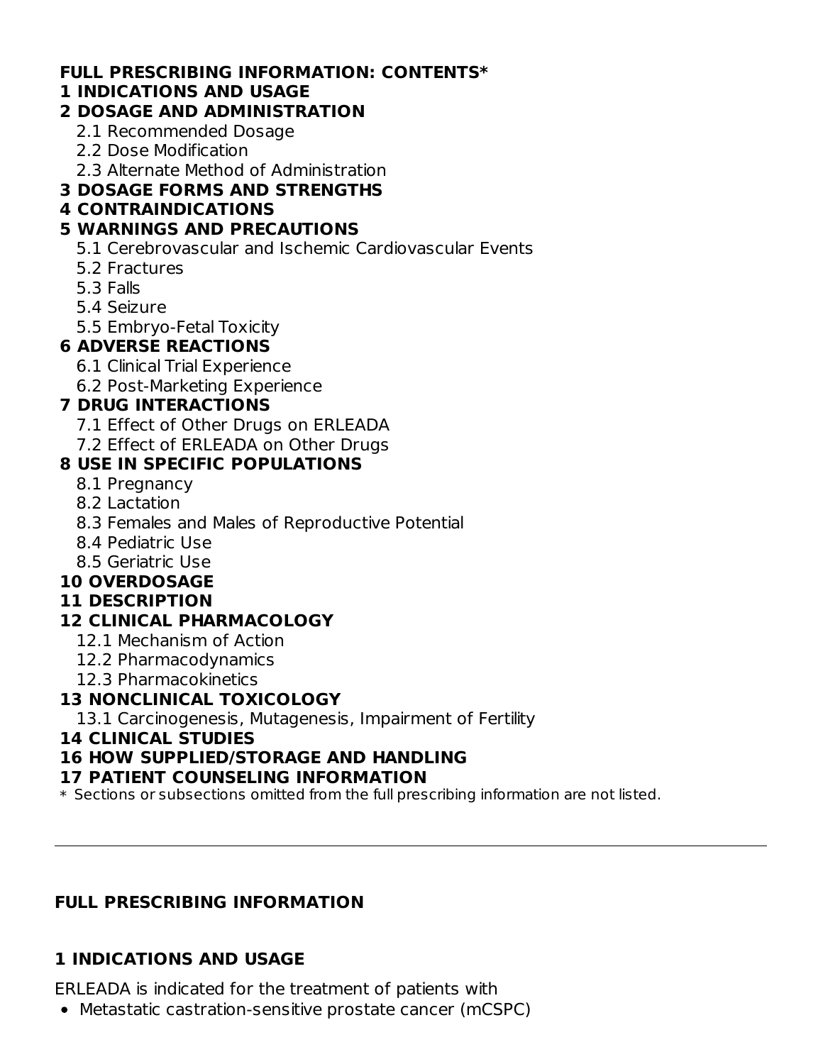**FULL PRESCRIBING INFORMATION: CONTENTS***

**1 INDICATIONS AND USAGE**

**2 DOSAGE AND ADMINISTRATION**

- 2.1 Recommended Dosage
- 2.2 Dose Modification
- 2.3 Alternate Method of Administration

**3 DOSAGE FORMS AND STRENGTHS**

**4 CONTRAINDICATIONS**

**5 WARNINGS AND PRECAUTIONS**

- 5.1 Cerebrovascular and Ischemic Cardiovascular Events
- 5.2 Fractures
- 5.3 Falls
- 5.4 Seizure
- 5.5 Embryo-Fetal Toxicity

**6 ADVERSE REACTIONS**

- 6.1 Clinical Trial Experience
- 6.2 Post-Marketing Experience

**7 DRUG INTERACTIONS**

- 7.1 Effect of Other Drugs on ERLEADA
- 7.2 Effect of ERLEADA on Other Drugs

**8 USE IN SPECIFIC POPULATIONS**

- 8.1 Pregnancy
- 8.2 Lactation
- 8.3 Females and Males of Reproductive Potential
- 8.4 Pediatric Use
- 8.5 Geriatric Use

**10 OVERDOSAGE**

**11 DESCRIPTION**

**12 CLINICAL PHARMACOLOGY**

- 12.1 Mechanism of Action
- 12.2 Pharmacodynamics
- 12.3 Pharmacokinetics

**13 NONCLINICAL TOXICOLOGY**

- 13.1 Carcinogenesis, Mutagenesis, Impairment of Fertility

**14 CLINICAL STUDIES**

**16 HOW SUPPLIED/STORAGE AND HANDLING**

**17 PATIENT COUNSELING INFORMATION**

\* Sections or subsections omitted from the full prescribing information are not listed.

---

## FULL PRESCRIBING INFORMATION

## 1 INDICATIONS AND USAGE

ERLEADA is indicated for the treatment of patients with

- Metastatic castration-sensitive prostate cancer (mCSPC)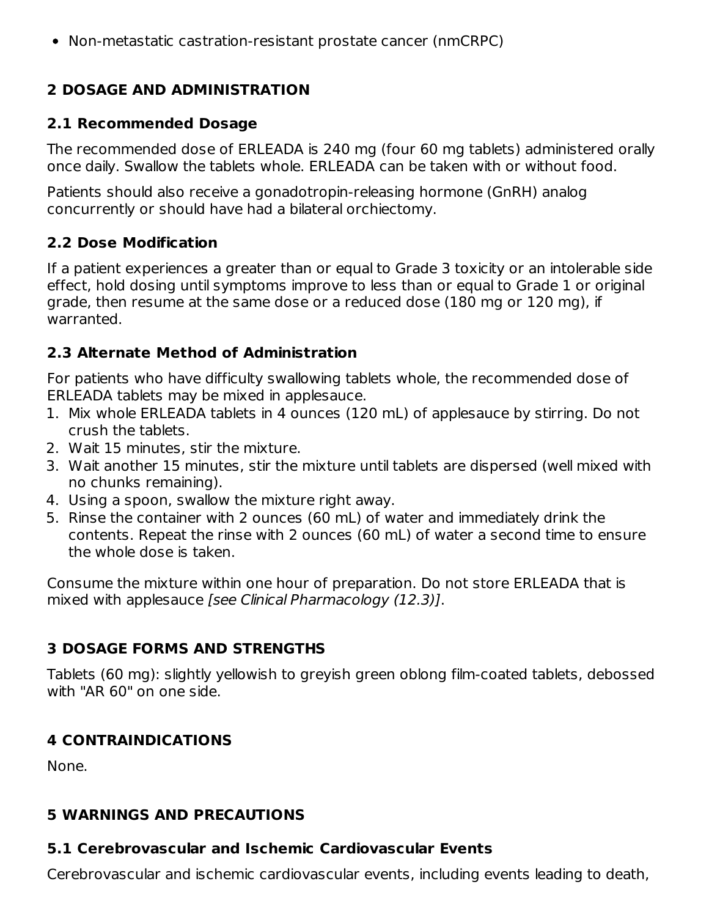- Non-metastatic castration-resistant prostate cancer (nmCRPC)

## 2 DOSAGE AND ADMINISTRATION

### 2.1 Recommended Dosage

The recommended dose of ERLEADA is 240 mg (four 60 mg tablets) administered orally once daily. Swallow the tablets whole. ERLEADA can be taken with or without food.

Patients should also receive a gonadotropin-releasing hormone (GnRH) analog concurrently or should have had a bilateral orchiectomy.

### 2.2 Dose Modification

If a patient experiences a greater than or equal to Grade 3 toxicity or an intolerable side effect, hold dosing until symptoms improve to less than or equal to Grade 1 or original grade, then resume at the same dose or a reduced dose (180 mg or 120 mg), if warranted.

### 2.3 Alternate Method of Administration

For patients who have difficulty swallowing tablets whole, the recommended dose of ERLEADA tablets may be mixed in applesauce.

1. Mix whole ERLEADA tablets in 4 ounces (120 mL) of applesauce by stirring. Do not crush the tablets.
2. Wait 15 minutes, stir the mixture.
3. Wait another 15 minutes, stir the mixture until tablets are dispersed (well mixed with no chunks remaining).
4. Using a spoon, swallow the mixture right away.
5. Rinse the container with 2 ounces (60 mL) of water and immediately drink the contents. Repeat the rinse with 2 ounces (60 mL) of water a second time to ensure the whole dose is taken.

Consume the mixture within one hour of preparation. Do not store ERLEADA that is mixed with applesauce *[see Clinical Pharmacology (12.3)]*.

## 3 DOSAGE FORMS AND STRENGTHS

Tablets (60 mg): slightly yellowish to greyish green oblong film-coated tablets, debossed with "AR 60" on one side.

## 4 CONTRAINDICATIONS

None.

## 5 WARNINGS AND PRECAUTIONS

### 5.1 Cerebrovascular and Ischemic Cardiovascular Events

Cerebrovascular and ischemic cardiovascular events, including events leading to death,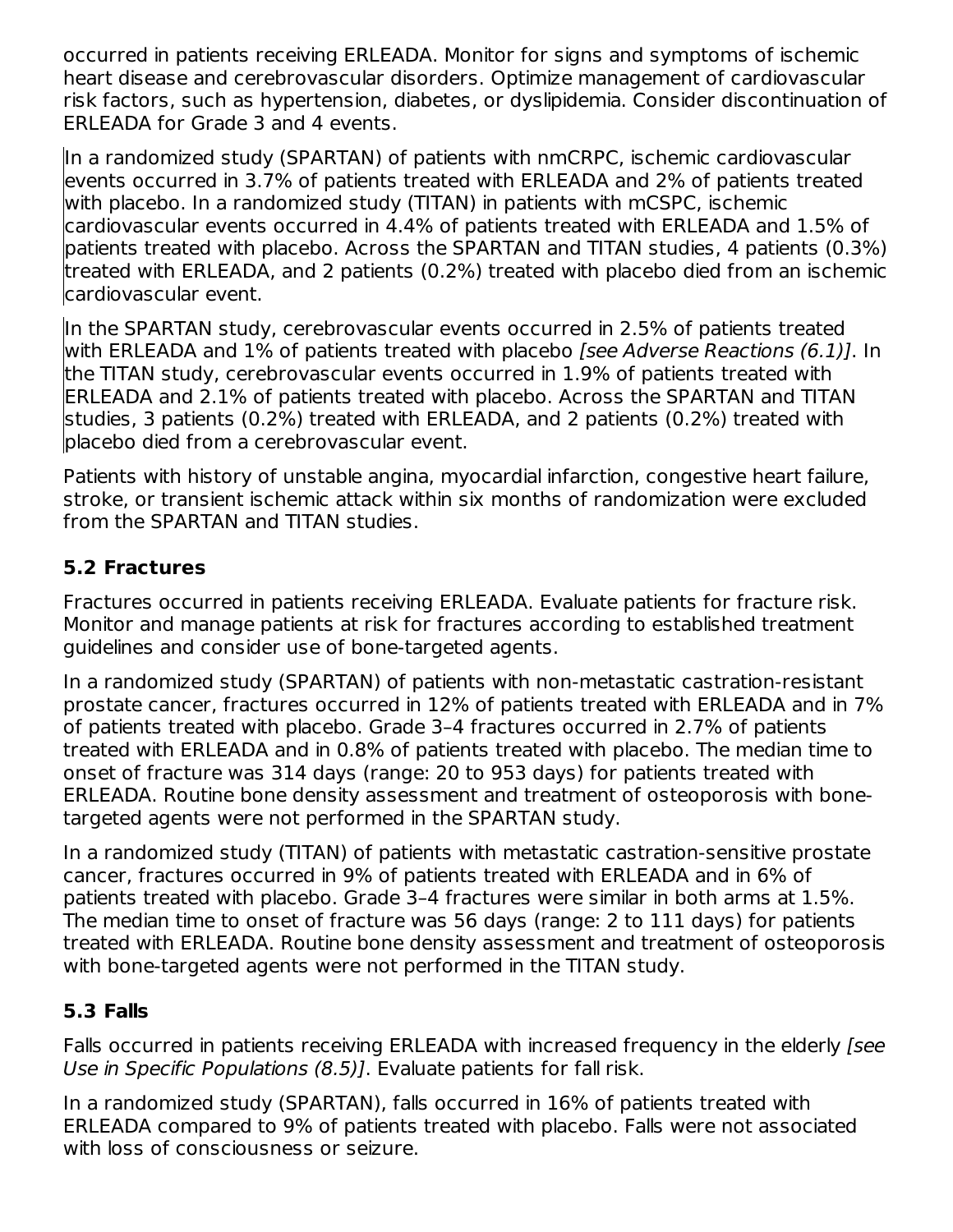occurred in patients receiving ERLEADA. Monitor for signs and symptoms of ischemic heart disease and cerebrovascular disorders. Optimize management of cardiovascular risk factors, such as hypertension, diabetes, or dyslipidemia. Consider discontinuation of ERLEADA for Grade 3 and 4 events.

In a randomized study (SPARTAN) of patients with nmCRPC, ischemic cardiovascular events occurred in 3.7% of patients treated with ERLEADA and 2% of patients treated with placebo. In a randomized study (TITAN) in patients with mCSPC, ischemic cardiovascular events occurred in 4.4% of patients treated with ERLEADA and 1.5% of patients treated with placebo. Across the SPARTAN and TITAN studies, 4 patients (0.3%) treated with ERLEADA, and 2 patients (0.2%) treated with placebo died from an ischemic cardiovascular event.

In the SPARTAN study, cerebrovascular events occurred in 2.5% of patients treated with ERLEADA and 1% of patients treated with placebo *[see Adverse Reactions (6.1)]*. In the TITAN study, cerebrovascular events occurred in 1.9% of patients treated with ERLEADA and 2.1% of patients treated with placebo. Across the SPARTAN and TITAN studies, 3 patients (0.2%) treated with ERLEADA, and 2 patients (0.2%) treated with placebo died from a cerebrovascular event.

Patients with history of unstable angina, myocardial infarction, congestive heart failure, stroke, or transient ischemic attack within six months of randomization were excluded from the SPARTAN and TITAN studies.

### 5.2 Fractures

Fractures occurred in patients receiving ERLEADA. Evaluate patients for fracture risk. Monitor and manage patients at risk for fractures according to established treatment guidelines and consider use of bone-targeted agents.

In a randomized study (SPARTAN) of patients with non-metastatic castration-resistant prostate cancer, fractures occurred in 12% of patients treated with ERLEADA and in 7% of patients treated with placebo. Grade 3–4 fractures occurred in 2.7% of patients treated with ERLEADA and in 0.8% of patients treated with placebo. The median time to onset of fracture was 314 days (range: 20 to 953 days) for patients treated with ERLEADA. Routine bone density assessment and treatment of osteoporosis with bone-targeted agents were not performed in the SPARTAN study.

In a randomized study (TITAN) of patients with metastatic castration-sensitive prostate cancer, fractures occurred in 9% of patients treated with ERLEADA and in 6% of patients treated with placebo. Grade 3–4 fractures were similar in both arms at 1.5%. The median time to onset of fracture was 56 days (range: 2 to 111 days) for patients treated with ERLEADA. Routine bone density assessment and treatment of osteoporosis with bone-targeted agents were not performed in the TITAN study.

### 5.3 Falls

Falls occurred in patients receiving ERLEADA with increased frequency in the elderly *[see Use in Specific Populations (8.5)]*. Evaluate patients for fall risk.

In a randomized study (SPARTAN), falls occurred in 16% of patients treated with ERLEADA compared to 9% of patients treated with placebo. Falls were not associated with loss of consciousness or seizure.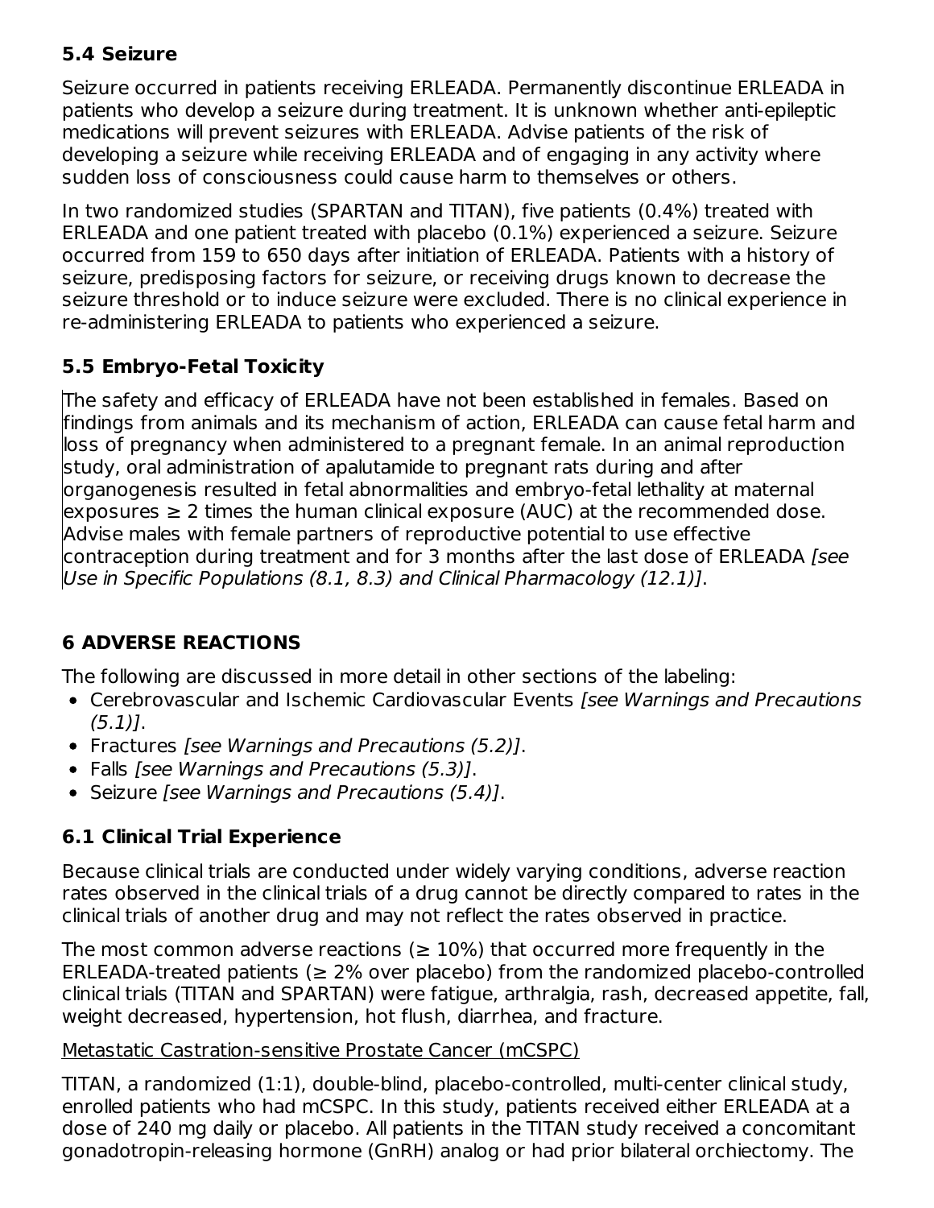### 5.4 Seizure

Seizure occurred in patients receiving ERLEADA. Permanently discontinue ERLEADA in patients who develop a seizure during treatment. It is unknown whether anti-epileptic medications will prevent seizures with ERLEADA. Advise patients of the risk of developing a seizure while receiving ERLEADA and of engaging in any activity where sudden loss of consciousness could cause harm to themselves or others.

In two randomized studies (SPARTAN and TITAN), five patients (0.4%) treated with ERLEADA and one patient treated with placebo (0.1%) experienced a seizure. Seizure occurred from 159 to 650 days after initiation of ERLEADA. Patients with a history of seizure, predisposing factors for seizure, or receiving drugs known to decrease the seizure threshold or to induce seizure were excluded. There is no clinical experience in re-administering ERLEADA to patients who experienced a seizure.

### 5.5 Embryo-Fetal Toxicity

The safety and efficacy of ERLEADA have not been established in females. Based on findings from animals and its mechanism of action, ERLEADA can cause fetal harm and loss of pregnancy when administered to a pregnant female. In an animal reproduction study, oral administration of apalutamide to pregnant rats during and after organogenesis resulted in fetal abnormalities and embryo-fetal lethality at maternal exposures ≥ 2 times the human clinical exposure (AUC) at the recommended dose. Advise males with female partners of reproductive potential to use effective contraception during treatment and for 3 months after the last dose of ERLEADA *[see Use in Specific Populations (8.1, 8.3) and Clinical Pharmacology (12.1)]*.

## 6 ADVERSE REACTIONS

The following are discussed in more detail in other sections of the labeling:

- Cerebrovascular and Ischemic Cardiovascular Events *[see Warnings and Precautions (5.1)]*.
- Fractures *[see Warnings and Precautions (5.2)]*.
- Falls *[see Warnings and Precautions (5.3)]*.
- Seizure *[see Warnings and Precautions (5.4)]*.

### 6.1 Clinical Trial Experience

Because clinical trials are conducted under widely varying conditions, adverse reaction rates observed in the clinical trials of a drug cannot be directly compared to rates in the clinical trials of another drug and may not reflect the rates observed in practice.

The most common adverse reactions (≥ 10%) that occurred more frequently in the ERLEADA-treated patients (≥ 2% over placebo) from the randomized placebo-controlled clinical trials (TITAN and SPARTAN) were fatigue, arthralgia, rash, decreased appetite, fall, weight decreased, hypertension, hot flush, diarrhea, and fracture.

<u>Metastatic Castration-sensitive Prostate Cancer (mCSPC)</u>

TITAN, a randomized (1:1), double-blind, placebo-controlled, multi-center clinical study, enrolled patients who had mCSPC. In this study, patients received either ERLEADA at a dose of 240 mg daily or placebo. All patients in the TITAN study received a concomitant gonadotropin-releasing hormone (GnRH) analog or had prior bilateral orchiectomy. The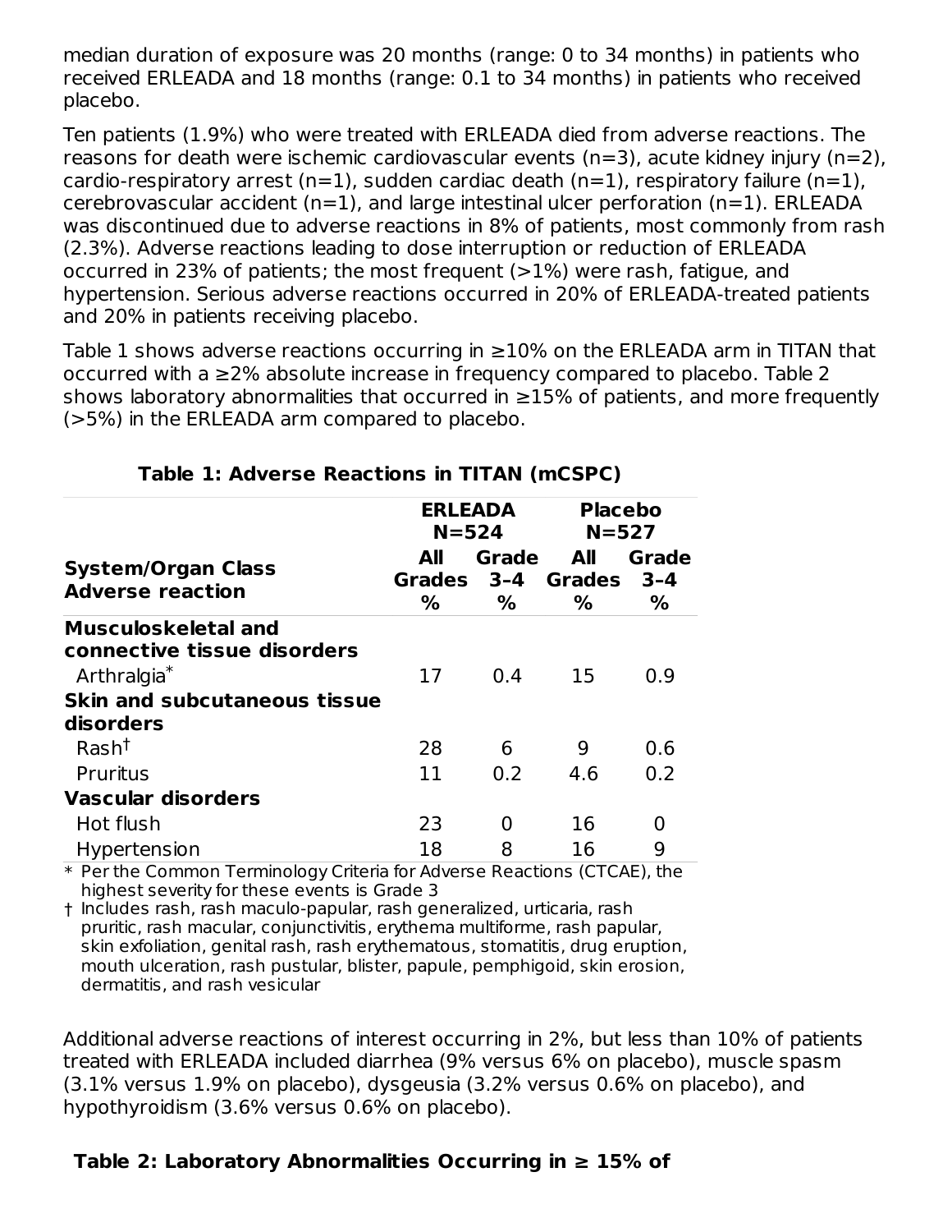median duration of exposure was 20 months (range: 0 to 34 months) in patients who received ERLEADA and 18 months (range: 0.1 to 34 months) in patients who received placebo.

Ten patients (1.9%) who were treated with ERLEADA died from adverse reactions. The reasons for death were ischemic cardiovascular events (n=3), acute kidney injury (n=2), cardio-respiratory arrest (n=1), sudden cardiac death (n=1), respiratory failure (n=1), cerebrovascular accident (n=1), and large intestinal ulcer perforation (n=1). ERLEADA was discontinued due to adverse reactions in 8% of patients, most commonly from rash (2.3%). Adverse reactions leading to dose interruption or reduction of ERLEADA occurred in 23% of patients; the most frequent (>1%) were rash, fatigue, and hypertension. Serious adverse reactions occurred in 20% of ERLEADA-treated patients and 20% in patients receiving placebo.

Table 1 shows adverse reactions occurring in ≥10% on the ERLEADA arm in TITAN that occurred with a ≥2% absolute increase in frequency compared to placebo. Table 2 shows laboratory abnormalities that occurred in ≥15% of patients, and more frequently (>5%) in the ERLEADA arm compared to placebo.

**Table 1: Adverse Reactions in TITAN (mCSPC)**

| System/Organ Class<br>Adverse reaction | ERLEADA<br>N=524 | | Placebo<br>N=527 | |
|---|---|---|---|---|
| | All Grades<br>% | Grade 3–4<br>% | All Grades<br>% | Grade 3–4<br>% |
| **Musculoskeletal and connective tissue disorders** | | | | |
| Arthralgia* | 17 | 0.4 | 15 | 0.9 |
| **Skin and subcutaneous tissue disorders** | | | | |
| Rash† | 28 | 6 | 9 | 0.6 |
| Pruritus | 11 | 0.2 | 4.6 | 0.2 |
| **Vascular disorders** | | | | |
| Hot flush | 23 | 0 | 16 | 0 |
| Hypertension | 18 | 8 | 16 | 9 |

\* Per the Common Terminology Criteria for Adverse Reactions (CTCAE), the highest severity for these events is Grade 3

† Includes rash, rash maculo-papular, rash generalized, urticaria, rash pruritic, rash macular, conjunctivitis, erythema multiforme, rash papular, skin exfoliation, genital rash, rash erythematous, stomatitis, drug eruption, mouth ulceration, rash pustular, blister, papule, pemphigoid, skin erosion, dermatitis, and rash vesicular

Additional adverse reactions of interest occurring in 2%, but less than 10% of patients treated with ERLEADA included diarrhea (9% versus 6% on placebo), muscle spasm (3.1% versus 1.9% on placebo), dysgeusia (3.2% versus 0.6% on placebo), and hypothyroidism (3.6% versus 0.6% on placebo).

**Table 2: Laboratory Abnormalities Occurring in ≥ 15% of**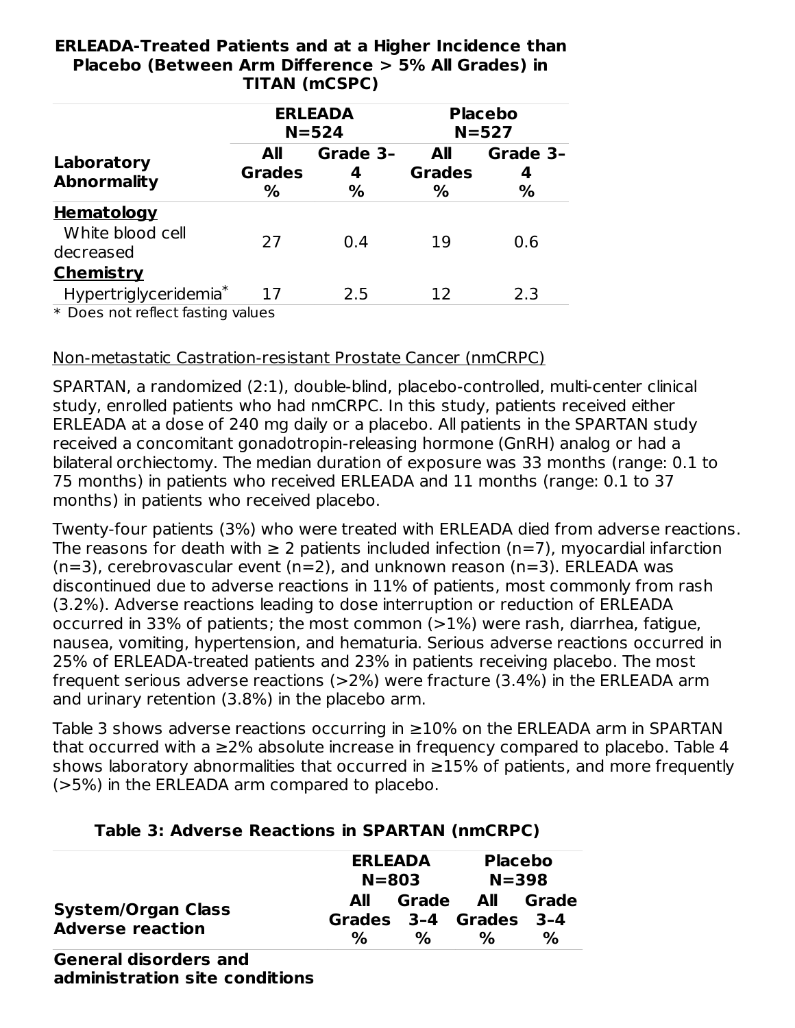**ERLEADA-Treated Patients and at a Higher Incidence than Placebo (Between Arm Difference > 5% All Grades) in TITAN (mCSPC)**

| Laboratory Abnormality | ERLEADA N=524 | | Placebo N=527 | |
|---|---|---|---|---|
| | All Grades % | Grade 3–4 % | All Grades % | Grade 3–4 % |
| **Hematology** | | | | |
| White blood cell decreased | 27 | 0.4 | 19 | 0.6 |
| **Chemistry** | | | | |
| Hypertriglyceridemia* | 17 | 2.5 | 12 | 2.3 |

\* Does not reflect fasting values

Non-metastatic Castration-resistant Prostate Cancer (nmCRPC)

SPARTAN, a randomized (2:1), double-blind, placebo-controlled, multi-center clinical study, enrolled patients who had nmCRPC. In this study, patients received either ERLEADA at a dose of 240 mg daily or a placebo. All patients in the SPARTAN study received a concomitant gonadotropin-releasing hormone (GnRH) analog or had a bilateral orchiectomy. The median duration of exposure was 33 months (range: 0.1 to 75 months) in patients who received ERLEADA and 11 months (range: 0.1 to 37 months) in patients who received placebo.

Twenty-four patients (3%) who were treated with ERLEADA died from adverse reactions. The reasons for death with ≥ 2 patients included infection (n=7), myocardial infarction (n=3), cerebrovascular event (n=2), and unknown reason (n=3). ERLEADA was discontinued due to adverse reactions in 11% of patients, most commonly from rash (3.2%). Adverse reactions leading to dose interruption or reduction of ERLEADA occurred in 33% of patients; the most common (>1%) were rash, diarrhea, fatigue, nausea, vomiting, hypertension, and hematuria. Serious adverse reactions occurred in 25% of ERLEADA-treated patients and 23% in patients receiving placebo. The most frequent serious adverse reactions (>2%) were fracture (3.4%) in the ERLEADA arm and urinary retention (3.8%) in the placebo arm.

Table 3 shows adverse reactions occurring in ≥10% on the ERLEADA arm in SPARTAN that occurred with a ≥2% absolute increase in frequency compared to placebo. Table 4 shows laboratory abnormalities that occurred in ≥15% of patients, and more frequently (>5%) in the ERLEADA arm compared to placebo.

**Table 3: Adverse Reactions in SPARTAN (nmCRPC)**

| System/Organ Class Adverse reaction | ERLEADA N=803 | | Placebo N=398 | |
|---|---|---|---|---|
| | All Grades % | Grade 3–4 % | All Grades % | Grade 3–4 % |
| **General disorders and administration site conditions** | | | | |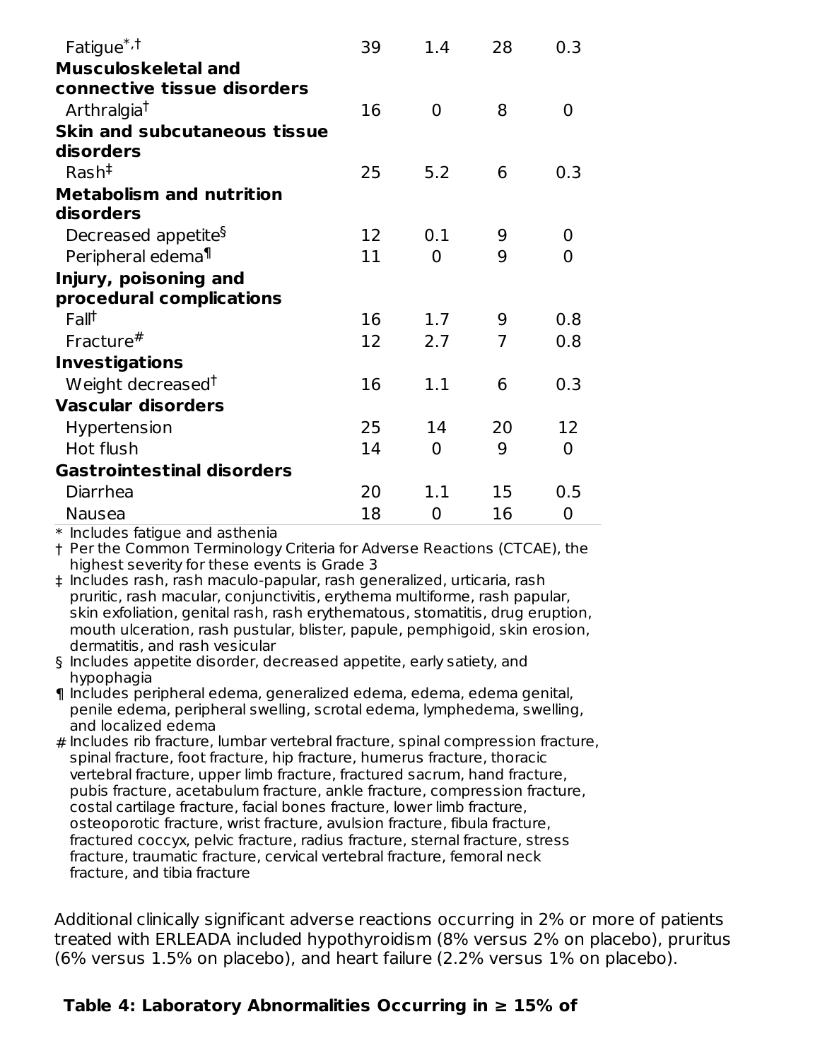| | | | | |
|---|---|---|---|---|
| Fatigue[*,†] | 39 | 1.4 | 28 | 0.3 |
| **Musculoskeletal and connective tissue disorders** | | | | |
| Arthralgia[†] | 16 | 0 | 8 | 0 |
| **Skin and subcutaneous tissue disorders** | | | | |
| Rash[‡] | 25 | 5.2 | 6 | 0.3 |
| **Metabolism and nutrition disorders** | | | | |
| Decreased appetite[§] | 12 | 0.1 | 9 | 0 |
| Peripheral edema[¶] | 11 | 0 | 9 | 0 |
| **Injury, poisoning and procedural complications** | | | | |
| Fall[†] | 16 | 1.7 | 9 | 0.8 |
| Fracture[#] | 12 | 2.7 | 7 | 0.8 |
| **Investigations** | | | | |
| Weight decreased[†] | 16 | 1.1 | 6 | 0.3 |
| **Vascular disorders** | | | | |
| Hypertension | 25 | 14 | 20 | 12 |
| Hot flush | 14 | 0 | 9 | 0 |
| **Gastrointestinal disorders** | | | | |
| Diarrhea | 20 | 1.1 | 15 | 0.5 |
| Nausea | 18 | 0 | 16 | 0 |

\* Includes fatigue and asthenia

† Per the Common Terminology Criteria for Adverse Reactions (CTCAE), the highest severity for these events is Grade 3

‡ Includes rash, rash maculo-papular, rash generalized, urticaria, rash pruritic, rash macular, conjunctivitis, erythema multiforme, rash papular, skin exfoliation, genital rash, rash erythematous, stomatitis, drug eruption, mouth ulceration, rash pustular, blister, papule, pemphigoid, skin erosion, dermatitis, and rash vesicular

§ Includes appetite disorder, decreased appetite, early satiety, and hypophagia

¶ Includes peripheral edema, generalized edema, edema, edema genital, penile edema, peripheral swelling, scrotal edema, lymphedema, swelling, and localized edema

# Includes rib fracture, lumbar vertebral fracture, spinal compression fracture, spinal fracture, foot fracture, hip fracture, humerus fracture, thoracic vertebral fracture, upper limb fracture, fractured sacrum, hand fracture, pubis fracture, acetabulum fracture, ankle fracture, compression fracture, costal cartilage fracture, facial bones fracture, lower limb fracture, osteoporotic fracture, wrist fracture, avulsion fracture, fibula fracture, fractured coccyx, pelvic fracture, radius fracture, sternal fracture, stress fracture, traumatic fracture, cervical vertebral fracture, femoral neck fracture, and tibia fracture

Additional clinically significant adverse reactions occurring in 2% or more of patients treated with ERLEADA included hypothyroidism (8% versus 2% on placebo), pruritus (6% versus 1.5% on placebo), and heart failure (2.2% versus 1% on placebo).

**Table 4: Laboratory Abnormalities Occurring in ≥ 15% of**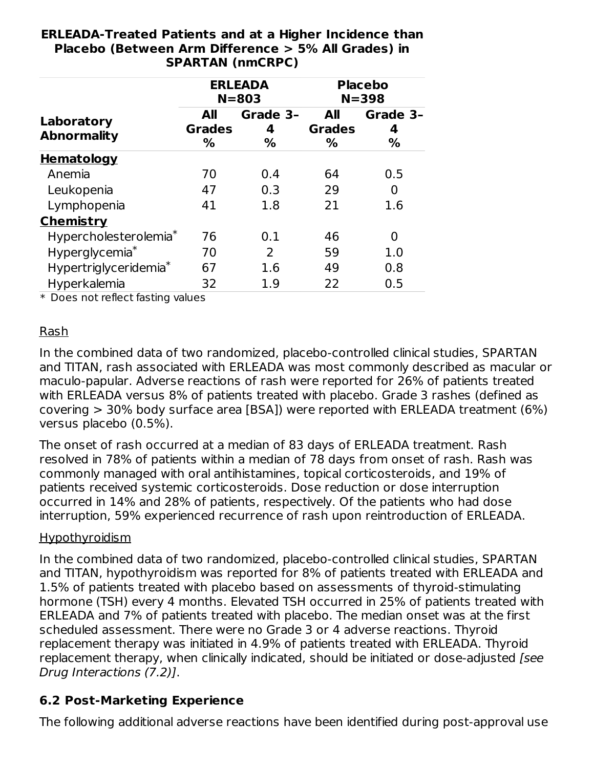**ERLEADA-Treated Patients and at a Higher Incidence than Placebo (Between Arm Difference > 5% All Grades) in SPARTAN (nmCRPC)**

| Laboratory Abnormality | ERLEADA N=803 | | Placebo N=398 | |
|---|---|---|---|---|
| | All Grades % | Grade 3–4 % | All Grades % | Grade 3–4 % |
| **Hematology** | | | | |
| Anemia | 70 | 0.4 | 64 | 0.5 |
| Leukopenia | 47 | 0.3 | 29 | 0 |
| Lymphopenia | 41 | 1.8 | 21 | 1.6 |
| **Chemistry** | | | | |
| Hypercholesterolemia* | 76 | 0.1 | 46 | 0 |
| Hyperglycemia* | 70 | 2 | 59 | 1.0 |
| Hypertriglyceridemia* | 67 | 1.6 | 49 | 0.8 |
| Hyperkalemia | 32 | 1.9 | 22 | 0.5 |

\* Does not reflect fasting values

Rash

In the combined data of two randomized, placebo-controlled clinical studies, SPARTAN and TITAN, rash associated with ERLEADA was most commonly described as macular or maculo-papular. Adverse reactions of rash were reported for 26% of patients treated with ERLEADA versus 8% of patients treated with placebo. Grade 3 rashes (defined as covering > 30% body surface area [BSA]) were reported with ERLEADA treatment (6%) versus placebo (0.5%).

The onset of rash occurred at a median of 83 days of ERLEADA treatment. Rash resolved in 78% of patients within a median of 78 days from onset of rash. Rash was commonly managed with oral antihistamines, topical corticosteroids, and 19% of patients received systemic corticosteroids. Dose reduction or dose interruption occurred in 14% and 28% of patients, respectively. Of the patients who had dose interruption, 59% experienced recurrence of rash upon reintroduction of ERLEADA.

Hypothyroidism

In the combined data of two randomized, placebo-controlled clinical studies, SPARTAN and TITAN, hypothyroidism was reported for 8% of patients treated with ERLEADA and 1.5% of patients treated with placebo based on assessments of thyroid-stimulating hormone (TSH) every 4 months. Elevated TSH occurred in 25% of patients treated with ERLEADA and 7% of patients treated with placebo. The median onset was at the first scheduled assessment. There were no Grade 3 or 4 adverse reactions. Thyroid replacement therapy was initiated in 4.9% of patients treated with ERLEADA. Thyroid replacement therapy, when clinically indicated, should be initiated or dose-adjusted *[see Drug Interactions (7.2)]*.

### 6.2 Post-Marketing Experience

The following additional adverse reactions have been identified during post-approval use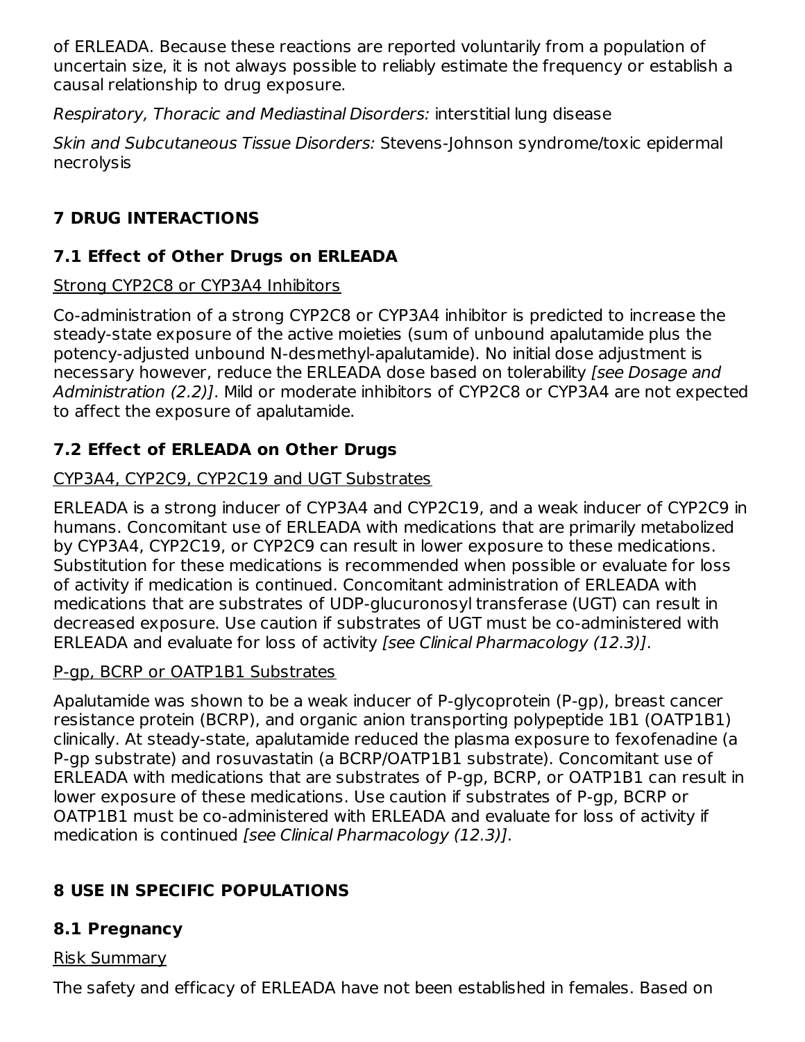of ERLEADA. Because these reactions are reported voluntarily from a population of uncertain size, it is not always possible to reliably estimate the frequency or establish a causal relationship to drug exposure.

*Respiratory, Thoracic and Mediastinal Disorders:* interstitial lung disease

*Skin and Subcutaneous Tissue Disorders:* Stevens-Johnson syndrome/toxic epidermal necrolysis

## 7 DRUG INTERACTIONS

### 7.1 Effect of Other Drugs on ERLEADA

Strong CYP2C8 or CYP3A4 Inhibitors

Co-administration of a strong CYP2C8 or CYP3A4 inhibitor is predicted to increase the steady-state exposure of the active moieties (sum of unbound apalutamide plus the potency-adjusted unbound N-desmethyl-apalutamide). No initial dose adjustment is necessary however, reduce the ERLEADA dose based on tolerability *[see Dosage and Administration (2.2)]*. Mild or moderate inhibitors of CYP2C8 or CYP3A4 are not expected to affect the exposure of apalutamide.

### 7.2 Effect of ERLEADA on Other Drugs

CYP3A4, CYP2C9, CYP2C19 and UGT Substrates

ERLEADA is a strong inducer of CYP3A4 and CYP2C19, and a weak inducer of CYP2C9 in humans. Concomitant use of ERLEADA with medications that are primarily metabolized by CYP3A4, CYP2C19, or CYP2C9 can result in lower exposure to these medications. Substitution for these medications is recommended when possible or evaluate for loss of activity if medication is continued. Concomitant administration of ERLEADA with medications that are substrates of UDP-glucuronosyl transferase (UGT) can result in decreased exposure. Use caution if substrates of UGT must be co-administered with ERLEADA and evaluate for loss of activity *[see Clinical Pharmacology (12.3)]*.

P-gp, BCRP or OATP1B1 Substrates

Apalutamide was shown to be a weak inducer of P-glycoprotein (P-gp), breast cancer resistance protein (BCRP), and organic anion transporting polypeptide 1B1 (OATP1B1) clinically. At steady-state, apalutamide reduced the plasma exposure to fexofenadine (a P-gp substrate) and rosuvastatin (a BCRP/OATP1B1 substrate). Concomitant use of ERLEADA with medications that are substrates of P-gp, BCRP, or OATP1B1 can result in lower exposure of these medications. Use caution if substrates of P-gp, BCRP or OATP1B1 must be co-administered with ERLEADA and evaluate for loss of activity if medication is continued *[see Clinical Pharmacology (12.3)]*.

## 8 USE IN SPECIFIC POPULATIONS

### 8.1 Pregnancy

Risk Summary

The safety and efficacy of ERLEADA have not been established in females. Based on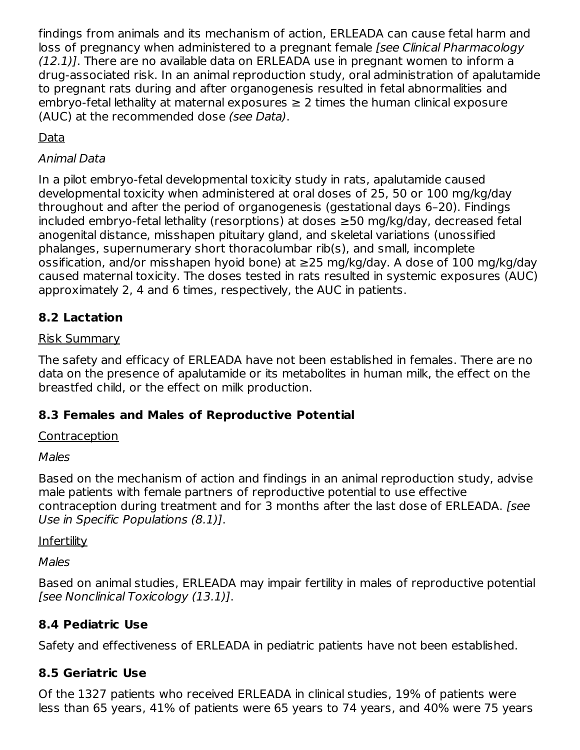findings from animals and its mechanism of action, ERLEADA can cause fetal harm and loss of pregnancy when administered to a pregnant female *[see Clinical Pharmacology (12.1)]*. There are no available data on ERLEADA use in pregnant women to inform a drug-associated risk. In an animal reproduction study, oral administration of apalutamide to pregnant rats during and after organogenesis resulted in fetal abnormalities and embryo-fetal lethality at maternal exposures ≥ 2 times the human clinical exposure (AUC) at the recommended dose *(see Data)*.

Data

*Animal Data*

In a pilot embryo-fetal developmental toxicity study in rats, apalutamide caused developmental toxicity when administered at oral doses of 25, 50 or 100 mg/kg/day throughout and after the period of organogenesis (gestational days 6–20). Findings included embryo-fetal lethality (resorptions) at doses ≥50 mg/kg/day, decreased fetal anogenital distance, misshapen pituitary gland, and skeletal variations (unossified phalanges, supernumerary short thoracolumbar rib(s), and small, incomplete ossification, and/or misshapen hyoid bone) at ≥25 mg/kg/day. A dose of 100 mg/kg/day caused maternal toxicity. The doses tested in rats resulted in systemic exposures (AUC) approximately 2, 4 and 6 times, respectively, the AUC in patients.

## 8.2 Lactation

Risk Summary

The safety and efficacy of ERLEADA have not been established in females. There are no data on the presence of apalutamide or its metabolites in human milk, the effect on the breastfed child, or the effect on milk production.

## 8.3 Females and Males of Reproductive Potential

Contraception

*Males*

Based on the mechanism of action and findings in an animal reproduction study, advise male patients with female partners of reproductive potential to use effective contraception during treatment and for 3 months after the last dose of ERLEADA. *[see Use in Specific Populations (8.1)]*.

Infertility

*Males*

Based on animal studies, ERLEADA may impair fertility in males of reproductive potential *[see Nonclinical Toxicology (13.1)]*.

## 8.4 Pediatric Use

Safety and effectiveness of ERLEADA in pediatric patients have not been established.

## 8.5 Geriatric Use

Of the 1327 patients who received ERLEADA in clinical studies, 19% of patients were less than 65 years, 41% of patients were 65 years to 74 years, and 40% were 75 years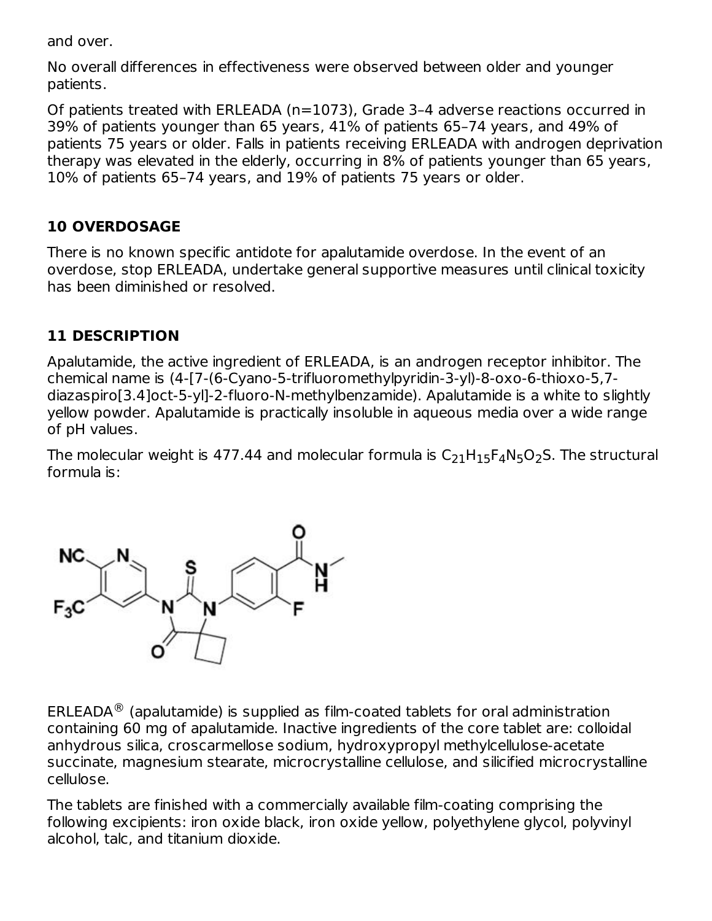and over.

No overall differences in effectiveness were observed between older and younger patients.

Of patients treated with ERLEADA (n=1073), Grade 3–4 adverse reactions occurred in 39% of patients younger than 65 years, 41% of patients 65–74 years, and 49% of patients 75 years or older. Falls in patients receiving ERLEADA with androgen deprivation therapy was elevated in the elderly, occurring in 8% of patients younger than 65 years, 10% of patients 65–74 years, and 19% of patients 75 years or older.

## 10 OVERDOSAGE

There is no known specific antidote for apalutamide overdose. In the event of an overdose, stop ERLEADA, undertake general supportive measures until clinical toxicity has been diminished or resolved.

## 11 DESCRIPTION

Apalutamide, the active ingredient of ERLEADA, is an androgen receptor inhibitor. The chemical name is (4-[7-(6-Cyano-5-trifluoromethylpyridin-3-yl)-8-oxo-6-thioxo-5,7-diazaspiro[3.4]oct-5-yl]-2-fluoro-N-methylbenzamide). Apalutamide is a white to slightly yellow powder. Apalutamide is practically insoluble in aqueous media over a wide range of pH values.

The molecular weight is 477.44 and molecular formula is $C_{21}H_{15}F_4N_5O_2S$. The structural formula is:

ERLEADA® (apalutamide) is supplied as film-coated tablets for oral administration containing 60 mg of apalutamide. Inactive ingredients of the core tablet are: colloidal anhydrous silica, croscarmellose sodium, hydroxypropyl methylcellulose-acetate succinate, magnesium stearate, microcrystalline cellulose, and silicified microcrystalline cellulose.

The tablets are finished with a commercially available film-coating comprising the following excipients: iron oxide black, iron oxide yellow, polyethylene glycol, polyvinyl alcohol, talc, and titanium dioxide.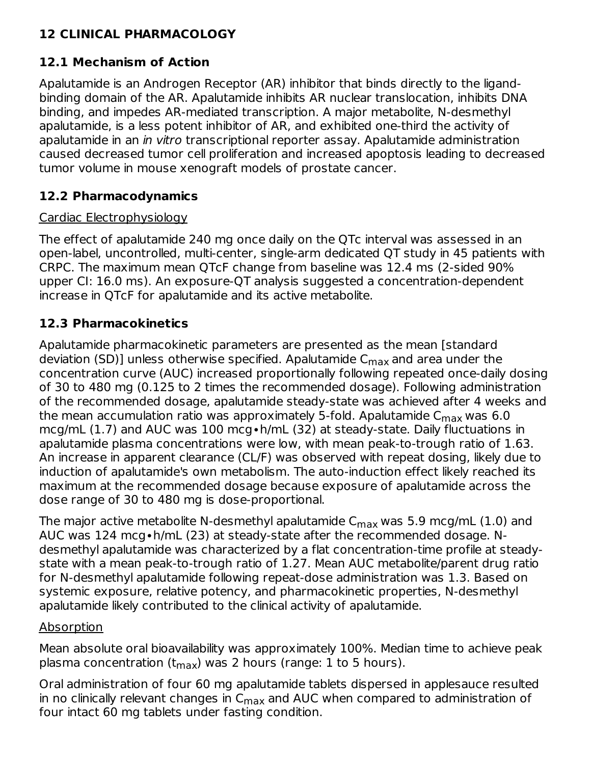## 12 CLINICAL PHARMACOLOGY

### 12.1 Mechanism of Action

Apalutamide is an Androgen Receptor (AR) inhibitor that binds directly to the ligand-binding domain of the AR. Apalutamide inhibits AR nuclear translocation, inhibits DNA binding, and impedes AR-mediated transcription. A major metabolite, N-desmethyl apalutamide, is a less potent inhibitor of AR, and exhibited one-third the activity of apalutamide in an *in vitro* transcriptional reporter assay. Apalutamide administration caused decreased tumor cell proliferation and increased apoptosis leading to decreased tumor volume in mouse xenograft models of prostate cancer.

### 12.2 Pharmacodynamics

Cardiac Electrophysiology

The effect of apalutamide 240 mg once daily on the QTc interval was assessed in an open-label, uncontrolled, multi-center, single-arm dedicated QT study in 45 patients with CRPC. The maximum mean QTcF change from baseline was 12.4 ms (2-sided 90% upper CI: 16.0 ms). An exposure-QT analysis suggested a concentration-dependent increase in QTcF for apalutamide and its active metabolite.

### 12.3 Pharmacokinetics

Apalutamide pharmacokinetic parameters are presented as the mean [standard deviation (SD)] unless otherwise specified. Apalutamide $C_{max}$ and area under the concentration curve (AUC) increased proportionally following repeated once-daily dosing of 30 to 480 mg (0.125 to 2 times the recommended dosage). Following administration of the recommended dosage, apalutamide steady-state was achieved after 4 weeks and the mean accumulation ratio was approximately 5-fold. Apalutamide $C_{max}$ was 6.0 mcg/mL (1.7) and AUC was 100 mcg∙h/mL (32) at steady-state. Daily fluctuations in apalutamide plasma concentrations were low, with mean peak-to-trough ratio of 1.63. An increase in apparent clearance (CL/F) was observed with repeat dosing, likely due to induction of apalutamide's own metabolism. The auto-induction effect likely reached its maximum at the recommended dosage because exposure of apalutamide across the dose range of 30 to 480 mg is dose-proportional.

The major active metabolite N-desmethyl apalutamide $C_{max}$ was 5.9 mcg/mL (1.0) and AUC was 124 mcg∙h/mL (23) at steady-state after the recommended dosage. N-desmethyl apalutamide was characterized by a flat concentration-time profile at steady-state with a mean peak-to-trough ratio of 1.27. Mean AUC metabolite/parent drug ratio for N-desmethyl apalutamide following repeat-dose administration was 1.3. Based on systemic exposure, relative potency, and pharmacokinetic properties, N-desmethyl apalutamide likely contributed to the clinical activity of apalutamide.

Absorption

Mean absolute oral bioavailability was approximately 100%. Median time to achieve peak plasma concentration ($t_{max}$) was 2 hours (range: 1 to 5 hours).

Oral administration of four 60 mg apalutamide tablets dispersed in applesauce resulted in no clinically relevant changes in $C_{max}$ and AUC when compared to administration of four intact 60 mg tablets under fasting condition.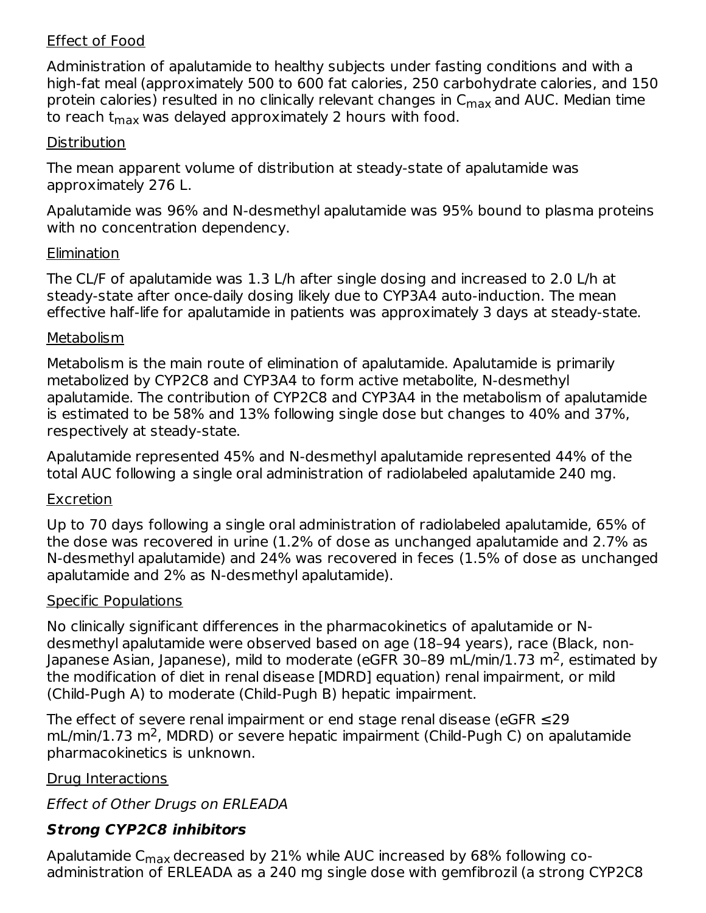Effect of Food

Administration of apalutamide to healthy subjects under fasting conditions and with a high-fat meal (approximately 500 to 600 fat calories, 250 carbohydrate calories, and 150 protein calories) resulted in no clinically relevant changes in $C_{max}$ and AUC. Median time to reach $t_{max}$ was delayed approximately 2 hours with food.

Distribution

The mean apparent volume of distribution at steady-state of apalutamide was approximately 276 L.

Apalutamide was 96% and N-desmethyl apalutamide was 95% bound to plasma proteins with no concentration dependency.

Elimination

The CL/F of apalutamide was 1.3 L/h after single dosing and increased to 2.0 L/h at steady-state after once-daily dosing likely due to CYP3A4 auto-induction. The mean effective half-life for apalutamide in patients was approximately 3 days at steady-state.

Metabolism

Metabolism is the main route of elimination of apalutamide. Apalutamide is primarily metabolized by CYP2C8 and CYP3A4 to form active metabolite, N-desmethyl apalutamide. The contribution of CYP2C8 and CYP3A4 in the metabolism of apalutamide is estimated to be 58% and 13% following single dose but changes to 40% and 37%, respectively at steady-state.

Apalutamide represented 45% and N-desmethyl apalutamide represented 44% of the total AUC following a single oral administration of radiolabeled apalutamide 240 mg.

Excretion

Up to 70 days following a single oral administration of radiolabeled apalutamide, 65% of the dose was recovered in urine (1.2% of dose as unchanged apalutamide and 2.7% as N-desmethyl apalutamide) and 24% was recovered in feces (1.5% of dose as unchanged apalutamide and 2% as N-desmethyl apalutamide).

Specific Populations

No clinically significant differences in the pharmacokinetics of apalutamide or N-desmethyl apalutamide were observed based on age (18–94 years), race (Black, non-Japanese Asian, Japanese), mild to moderate (eGFR 30–89 mL/min/1.73 $m^2$, estimated by the modification of diet in renal disease [MDRD] equation) renal impairment, or mild (Child-Pugh A) to moderate (Child-Pugh B) hepatic impairment.

The effect of severe renal impairment or end stage renal disease (eGFR ≤29 mL/min/1.73 $m^2$, MDRD) or severe hepatic impairment (Child-Pugh C) on apalutamide pharmacokinetics is unknown.

Drug Interactions

*Effect of Other Drugs on ERLEADA*

***Strong CYP2C8 inhibitors***

Apalutamide $C_{max}$ decreased by 21% while AUC increased by 68% following co-administration of ERLEADA as a 240 mg single dose with gemfibrozil (a strong CYP2C8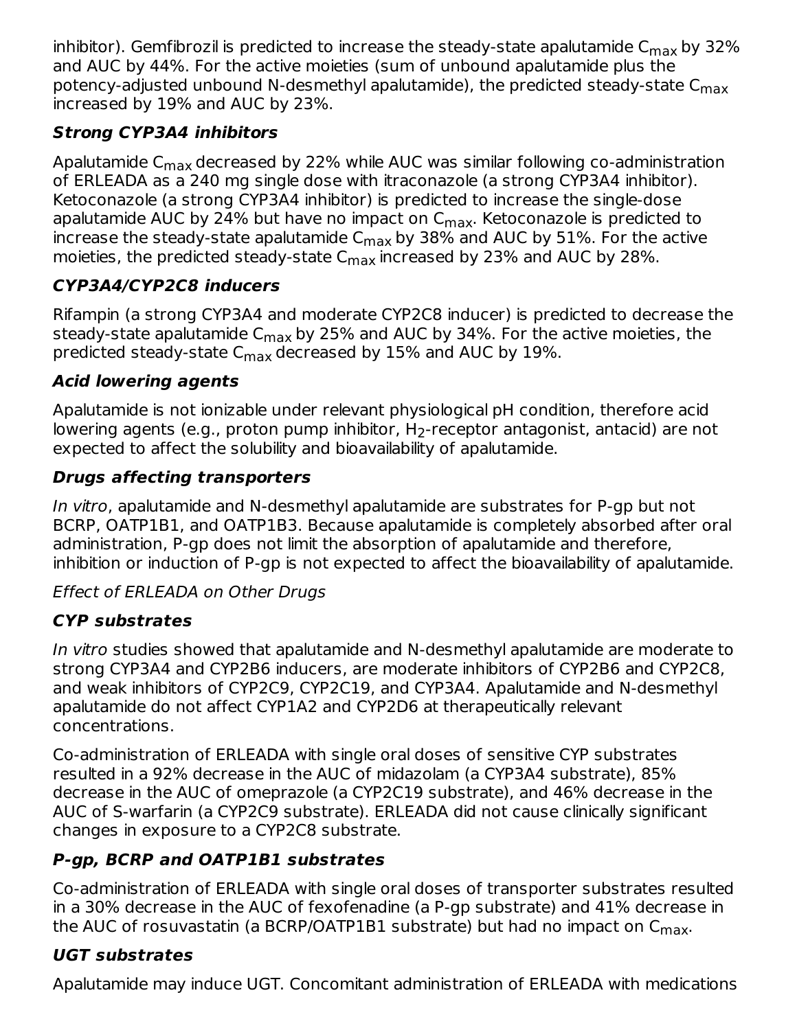inhibitor). Gemfibrozil is predicted to increase the steady-state apalutamide $C_{max}$ by 32% and AUC by 44%. For the active moieties (sum of unbound apalutamide plus the potency-adjusted unbound N-desmethyl apalutamide), the predicted steady-state $C_{max}$ increased by 19% and AUC by 23%.

***Strong CYP3A4 inhibitors***

Apalutamide $C_{max}$ decreased by 22% while AUC was similar following co-administration of ERLEADA as a 240 mg single dose with itraconazole (a strong CYP3A4 inhibitor). Ketoconazole (a strong CYP3A4 inhibitor) is predicted to increase the single-dose apalutamide AUC by 24% but have no impact on $C_{max}$. Ketoconazole is predicted to increase the steady-state apalutamide $C_{max}$ by 38% and AUC by 51%. For the active moieties, the predicted steady-state $C_{max}$ increased by 23% and AUC by 28%.

***CYP3A4/CYP2C8 inducers***

Rifampin (a strong CYP3A4 and moderate CYP2C8 inducer) is predicted to decrease the steady-state apalutamide $C_{max}$ by 25% and AUC by 34%. For the active moieties, the predicted steady-state $C_{max}$ decreased by 15% and AUC by 19%.

***Acid lowering agents***

Apalutamide is not ionizable under relevant physiological pH condition, therefore acid lowering agents (e.g., proton pump inhibitor, $H_2$-receptor antagonist, antacid) are not expected to affect the solubility and bioavailability of apalutamide.

***Drugs affecting transporters***

*In vitro*, apalutamide and N-desmethyl apalutamide are substrates for P-gp but not BCRP, OATP1B1, and OATP1B3. Because apalutamide is completely absorbed after oral administration, P-gp does not limit the absorption of apalutamide and therefore, inhibition or induction of P-gp is not expected to affect the bioavailability of apalutamide.

*Effect of ERLEADA on Other Drugs*

***CYP substrates***

*In vitro* studies showed that apalutamide and N-desmethyl apalutamide are moderate to strong CYP3A4 and CYP2B6 inducers, are moderate inhibitors of CYP2B6 and CYP2C8, and weak inhibitors of CYP2C9, CYP2C19, and CYP3A4. Apalutamide and N-desmethyl apalutamide do not affect CYP1A2 and CYP2D6 at therapeutically relevant concentrations.

Co-administration of ERLEADA with single oral doses of sensitive CYP substrates resulted in a 92% decrease in the AUC of midazolam (a CYP3A4 substrate), 85% decrease in the AUC of omeprazole (a CYP2C19 substrate), and 46% decrease in the AUC of S-warfarin (a CYP2C9 substrate). ERLEADA did not cause clinically significant changes in exposure to a CYP2C8 substrate.

***P-gp, BCRP and OATP1B1 substrates***

Co-administration of ERLEADA with single oral doses of transporter substrates resulted in a 30% decrease in the AUC of fexofenadine (a P-gp substrate) and 41% decrease in the AUC of rosuvastatin (a BCRP/OATP1B1 substrate) but had no impact on $C_{max}$.

***UGT substrates***

Apalutamide may induce UGT. Concomitant administration of ERLEADA with medications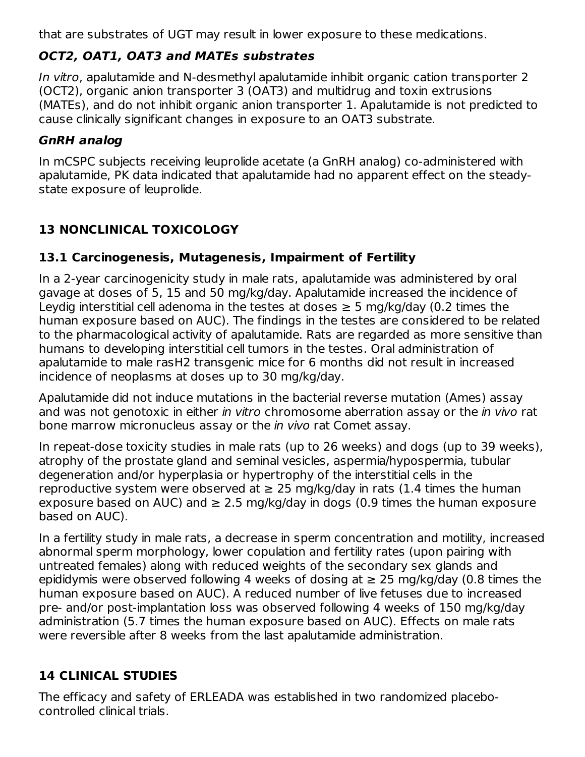that are substrates of UGT may result in lower exposure to these medications.

***OCT2, OAT1, OAT3 and MATEs substrates***

*In vitro*, apalutamide and N-desmethyl apalutamide inhibit organic cation transporter 2 (OCT2), organic anion transporter 3 (OAT3) and multidrug and toxin extrusions (MATEs), and do not inhibit organic anion transporter 1. Apalutamide is not predicted to cause clinically significant changes in exposure to an OAT3 substrate.

***GnRH analog***

In mCSPC subjects receiving leuprolide acetate (a GnRH analog) co-administered with apalutamide, PK data indicated that apalutamide had no apparent effect on the steady-state exposure of leuprolide.

## 13 NONCLINICAL TOXICOLOGY

### 13.1 Carcinogenesis, Mutagenesis, Impairment of Fertility

In a 2-year carcinogenicity study in male rats, apalutamide was administered by oral gavage at doses of 5, 15 and 50 mg/kg/day. Apalutamide increased the incidence of Leydig interstitial cell adenoma in the testes at doses ≥ 5 mg/kg/day (0.2 times the human exposure based on AUC). The findings in the testes are considered to be related to the pharmacological activity of apalutamide. Rats are regarded as more sensitive than humans to developing interstitial cell tumors in the testes. Oral administration of apalutamide to male rasH2 transgenic mice for 6 months did not result in increased incidence of neoplasms at doses up to 30 mg/kg/day.

Apalutamide did not induce mutations in the bacterial reverse mutation (Ames) assay and was not genotoxic in either *in vitro* chromosome aberration assay or the *in vivo* rat bone marrow micronucleus assay or the *in vivo* rat Comet assay.

In repeat-dose toxicity studies in male rats (up to 26 weeks) and dogs (up to 39 weeks), atrophy of the prostate gland and seminal vesicles, aspermia/hypospermia, tubular degeneration and/or hyperplasia or hypertrophy of the interstitial cells in the reproductive system were observed at ≥ 25 mg/kg/day in rats (1.4 times the human exposure based on AUC) and ≥ 2.5 mg/kg/day in dogs (0.9 times the human exposure based on AUC).

In a fertility study in male rats, a decrease in sperm concentration and motility, increased abnormal sperm morphology, lower copulation and fertility rates (upon pairing with untreated females) along with reduced weights of the secondary sex glands and epididymis were observed following 4 weeks of dosing at ≥ 25 mg/kg/day (0.8 times the human exposure based on AUC). A reduced number of live fetuses due to increased pre- and/or post-implantation loss was observed following 4 weeks of 150 mg/kg/day administration (5.7 times the human exposure based on AUC). Effects on male rats were reversible after 8 weeks from the last apalutamide administration.

## 14 CLINICAL STUDIES

The efficacy and safety of ERLEADA was established in two randomized placebo-controlled clinical trials.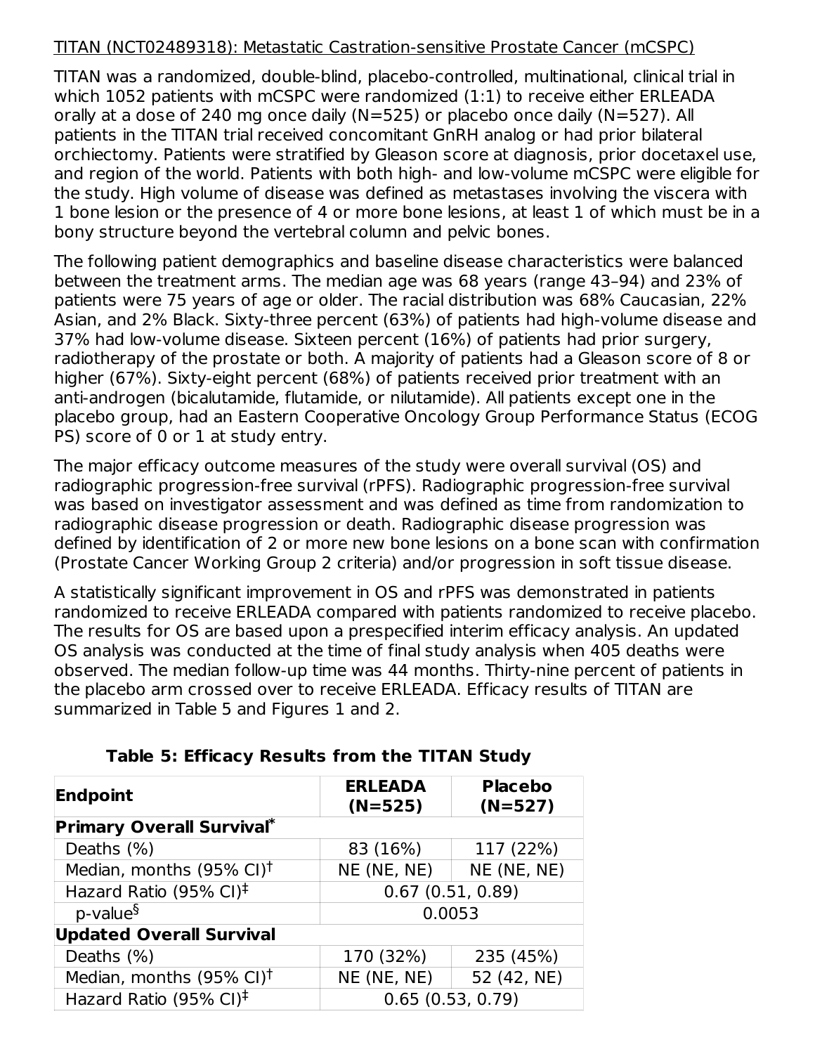TITAN (NCT02489318): Metastatic Castration-sensitive Prostate Cancer (mCSPC)

TITAN was a randomized, double-blind, placebo-controlled, multinational, clinical trial in which 1052 patients with mCSPC were randomized (1:1) to receive either ERLEADA orally at a dose of 240 mg once daily (N=525) or placebo once daily (N=527). All patients in the TITAN trial received concomitant GnRH analog or had prior bilateral orchiectomy. Patients were stratified by Gleason score at diagnosis, prior docetaxel use, and region of the world. Patients with both high- and low-volume mCSPC were eligible for the study. High volume of disease was defined as metastases involving the viscera with 1 bone lesion or the presence of 4 or more bone lesions, at least 1 of which must be in a bony structure beyond the vertebral column and pelvic bones.

The following patient demographics and baseline disease characteristics were balanced between the treatment arms. The median age was 68 years (range 43–94) and 23% of patients were 75 years of age or older. The racial distribution was 68% Caucasian, 22% Asian, and 2% Black. Sixty-three percent (63%) of patients had high-volume disease and 37% had low-volume disease. Sixteen percent (16%) of patients had prior surgery, radiotherapy of the prostate or both. A majority of patients had a Gleason score of 8 or higher (67%). Sixty-eight percent (68%) of patients received prior treatment with an anti-androgen (bicalutamide, flutamide, or nilutamide). All patients except one in the placebo group, had an Eastern Cooperative Oncology Group Performance Status (ECOG PS) score of 0 or 1 at study entry.

The major efficacy outcome measures of the study were overall survival (OS) and radiographic progression-free survival (rPFS). Radiographic progression-free survival was based on investigator assessment and was defined as time from randomization to radiographic disease progression or death. Radiographic disease progression was defined by identification of 2 or more new bone lesions on a bone scan with confirmation (Prostate Cancer Working Group 2 criteria) and/or progression in soft tissue disease.

A statistically significant improvement in OS and rPFS was demonstrated in patients randomized to receive ERLEADA compared with patients randomized to receive placebo. The results for OS are based upon a prespecified interim efficacy analysis. An updated OS analysis was conducted at the time of final study analysis when 405 deaths were observed. The median follow-up time was 44 months. Thirty-nine percent of patients in the placebo arm crossed over to receive ERLEADA. Efficacy results of TITAN are summarized in Table 5 and Figures 1 and 2.

**Table 5: Efficacy Results from the TITAN Study**

| Endpoint | ERLEADA (N=525) | Placebo (N=527) |
|---|---|---|
| **Primary Overall Survival*** | | |
| Deaths (%) | 83 (16%) | 117 (22%) |
| Median, months (95% CI)† | NE (NE, NE) | NE (NE, NE) |
| Hazard Ratio (95% CI)‡ | 0.67 (0.51, 0.89) | |
| p-value§ | 0.0053 | |
| **Updated Overall Survival** | | |
| Deaths (%) | 170 (32%) | 235 (45%) |
| Median, months (95% CI)† | NE (NE, NE) | 52 (42, NE) |
| Hazard Ratio (95% CI)‡ | 0.65 (0.53, 0.79) | |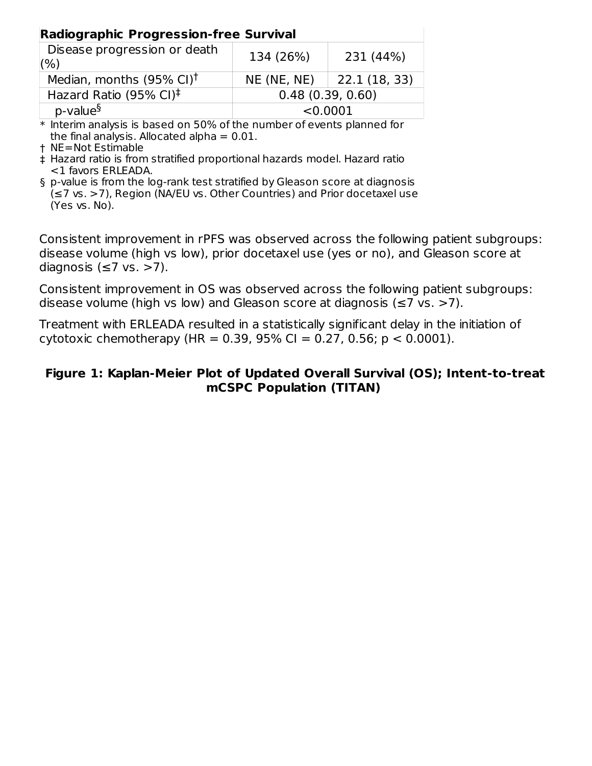| Radiographic Progression-free Survival | | |
|---|---|---|
| Disease progression or death (%) | 134 (26%) | 231 (44%) |
| Median, months (95% CI)[†] | NE (NE, NE) | 22.1 (18, 33) |
| Hazard Ratio (95% CI)[‡] | 0.48 (0.39, 0.60) | |
| p-value[§] | <0.0001 | |

\* Interim analysis is based on 50% of the number of events planned for the final analysis. Allocated alpha = 0.01.

† NE=Not Estimable

‡ Hazard ratio is from stratified proportional hazards model. Hazard ratio <1 favors ERLEADA.

§ p-value is from the log-rank test stratified by Gleason score at diagnosis (≤7 vs. >7), Region (NA/EU vs. Other Countries) and Prior docetaxel use (Yes vs. No).

Consistent improvement in rPFS was observed across the following patient subgroups: disease volume (high vs low), prior docetaxel use (yes or no), and Gleason score at diagnosis (≤7 vs. >7).

Consistent improvement in OS was observed across the following patient subgroups: disease volume (high vs low) and Gleason score at diagnosis (≤7 vs. >7).

Treatment with ERLEADA resulted in a statistically significant delay in the initiation of cytotoxic chemotherapy (HR = 0.39, 95% CI = 0.27, 0.56; $p < 0.0001$).

**Figure 1: Kaplan-Meier Plot of Updated Overall Survival (OS); Intent-to-treat mCSPC Population (TITAN)**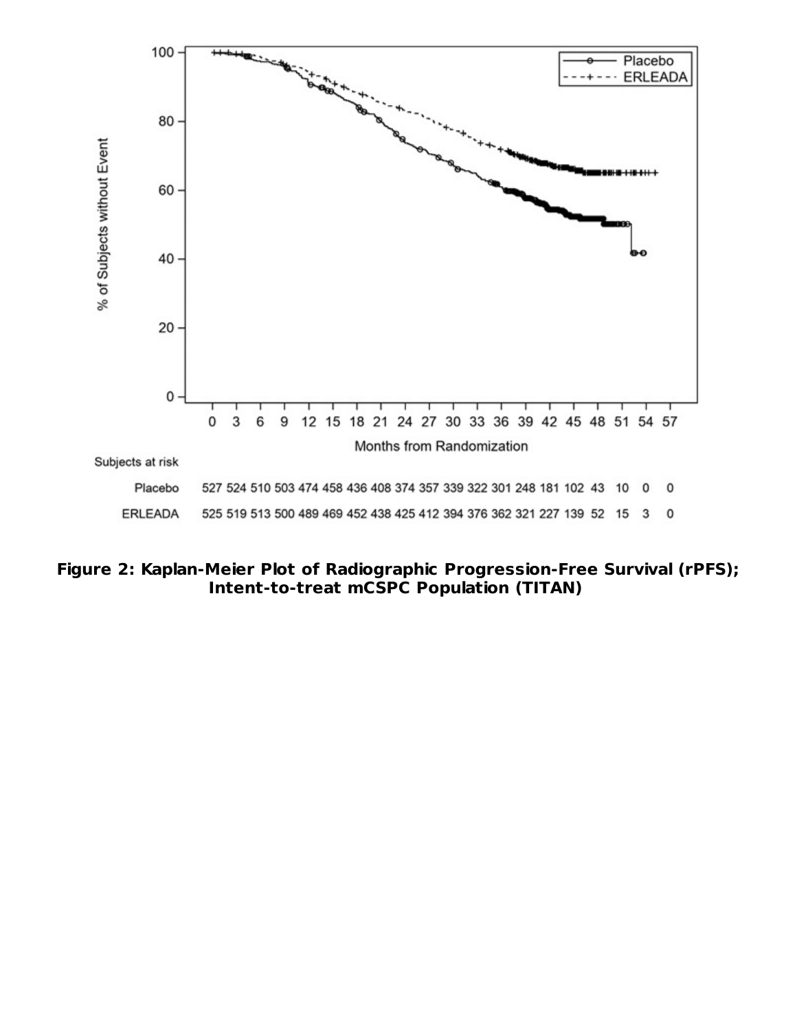| Subjects at risk | 0 | 3 | 6 | 9 | 12 | 15 | 18 | 21 | 24 | 27 | 30 | 33 | 36 | 39 | 42 | 45 | 48 | 51 | 54 | 57 |
|---|---|---|---|---|---|---|---|---|---|---|---|---|---|---|---|---|---|---|---|---|
| Placebo | 527 | 524 | 510 | 503 | 474 | 458 | 436 | 408 | 374 | 357 | 339 | 322 | 301 | 248 | 181 | 102 | 43 | 10 | 0 | 0 |
| ERLEADA | 525 | 519 | 513 | 500 | 489 | 469 | 452 | 438 | 425 | 412 | 394 | 376 | 362 | 321 | 227 | 139 | 52 | 15 | 3 | 0 |

**Figure 2: Kaplan-Meier Plot of Radiographic Progression-Free Survival (rPFS); Intent-to-treat mCSPC Population (TITAN)**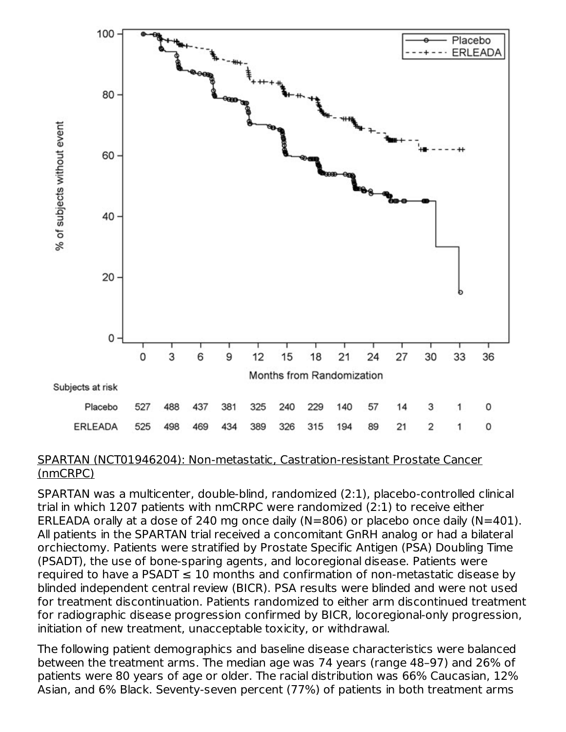Subjects at risk

| Months from Randomization | 0 | 3 | 6 | 9 | 12 | 15 | 18 | 21 | 24 | 27 | 30 | 33 | 36 |
|---|---|---|---|---|---|---|---|---|---|---|---|---|---|
| Placebo | 527 | 488 | 437 | 381 | 325 | 240 | 229 | 140 | 57 | 14 | 3 | 1 | 0 |
| ERLEADA | 525 | 498 | 469 | 434 | 389 | 326 | 315 | 194 | 89 | 21 | 2 | 1 | 0 |

SPARTAN (NCT01946204): Non-metastatic, Castration-resistant Prostate Cancer (nmCRPC)

SPARTAN was a multicenter, double-blind, randomized (2:1), placebo-controlled clinical trial in which 1207 patients with nmCRPC were randomized (2:1) to receive either ERLEADA orally at a dose of 240 mg once daily (N=806) or placebo once daily (N=401). All patients in the SPARTAN trial received a concomitant GnRH analog or had a bilateral orchiectomy. Patients were stratified by Prostate Specific Antigen (PSA) Doubling Time (PSADT), the use of bone-sparing agents, and locoregional disease. Patients were required to have a PSADT ≤ 10 months and confirmation of non-metastatic disease by blinded independent central review (BICR). PSA results were blinded and were not used for treatment discontinuation. Patients randomized to either arm discontinued treatment for radiographic disease progression confirmed by BICR, locoregional-only progression, initiation of new treatment, unacceptable toxicity, or withdrawal.

The following patient demographics and baseline disease characteristics were balanced between the treatment arms. The median age was 74 years (range 48–97) and 26% of patients were 80 years of age or older. The racial distribution was 66% Caucasian, 12% Asian, and 6% Black. Seventy-seven percent (77%) of patients in both treatment arms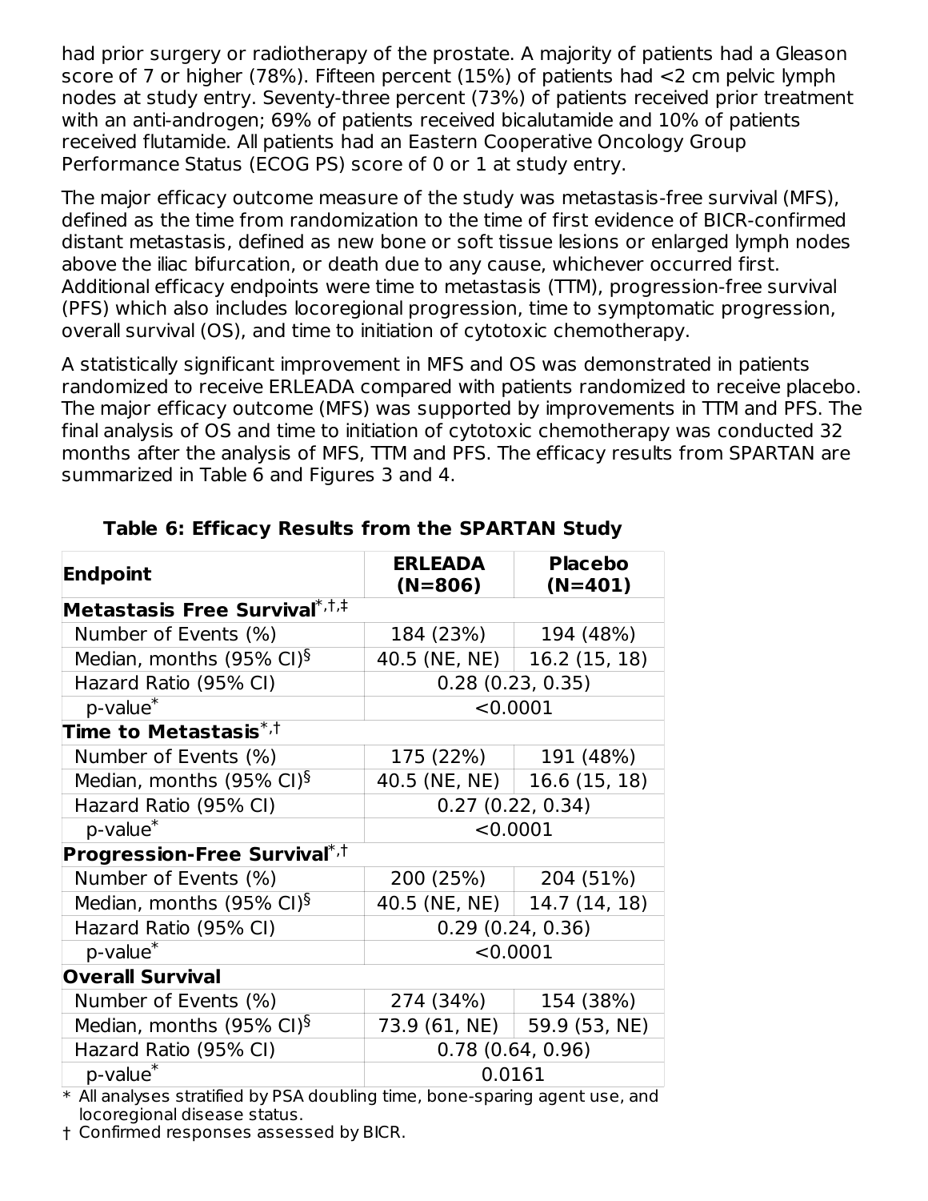had prior surgery or radiotherapy of the prostate. A majority of patients had a Gleason score of 7 or higher (78%). Fifteen percent (15%) of patients had <2 cm pelvic lymph nodes at study entry. Seventy-three percent (73%) of patients received prior treatment with an anti-androgen; 69% of patients received bicalutamide and 10% of patients received flutamide. All patients had an Eastern Cooperative Oncology Group Performance Status (ECOG PS) score of 0 or 1 at study entry.

The major efficacy outcome measure of the study was metastasis-free survival (MFS), defined as the time from randomization to the time of first evidence of BICR-confirmed distant metastasis, defined as new bone or soft tissue lesions or enlarged lymph nodes above the iliac bifurcation, or death due to any cause, whichever occurred first. Additional efficacy endpoints were time to metastasis (TTM), progression-free survival (PFS) which also includes locoregional progression, time to symptomatic progression, overall survival (OS), and time to initiation of cytotoxic chemotherapy.

A statistically significant improvement in MFS and OS was demonstrated in patients randomized to receive ERLEADA compared with patients randomized to receive placebo. The major efficacy outcome (MFS) was supported by improvements in TTM and PFS. The final analysis of OS and time to initiation of cytotoxic chemotherapy was conducted 32 months after the analysis of MFS, TTM and PFS. The efficacy results from SPARTAN are summarized in Table 6 and Figures 3 and 4.

**Table 6: Efficacy Results from the SPARTAN Study**

| Endpoint | ERLEADA (N=806) | Placebo (N=401) |
|---|---|---|
| **Metastasis Free Survival*,†,‡** | | |
| Number of Events (%) | 184 (23%) | 194 (48%) |
| Median, months (95% CI)§ | 40.5 (NE, NE) | 16.2 (15, 18) |
| Hazard Ratio (95% CI) | 0.28 (0.23, 0.35) | |
| p-value* | <0.0001 | |
| **Time to Metastasis*,†** | | |
| Number of Events (%) | 175 (22%) | 191 (48%) |
| Median, months (95% CI)§ | 40.5 (NE, NE) | 16.6 (15, 18) |
| Hazard Ratio (95% CI) | 0.27 (0.22, 0.34) | |
| p-value* | <0.0001 | |
| **Progression-Free Survival*,†** | | |
| Number of Events (%) | 200 (25%) | 204 (51%) |
| Median, months (95% CI)§ | 40.5 (NE, NE) | 14.7 (14, 18) |
| Hazard Ratio (95% CI) | 0.29 (0.24, 0.36) | |
| p-value* | <0.0001 | |
| **Overall Survival** | | |
| Number of Events (%) | 274 (34%) | 154 (38%) |
| Median, months (95% CI)§ | 73.9 (61, NE) | 59.9 (53, NE) |
| Hazard Ratio (95% CI) | 0.78 (0.64, 0.96) | |
| p-value* | 0.0161 | |

\* All analyses stratified by PSA doubling time, bone-sparing agent use, and locoregional disease status.

† Confirmed responses assessed by BICR.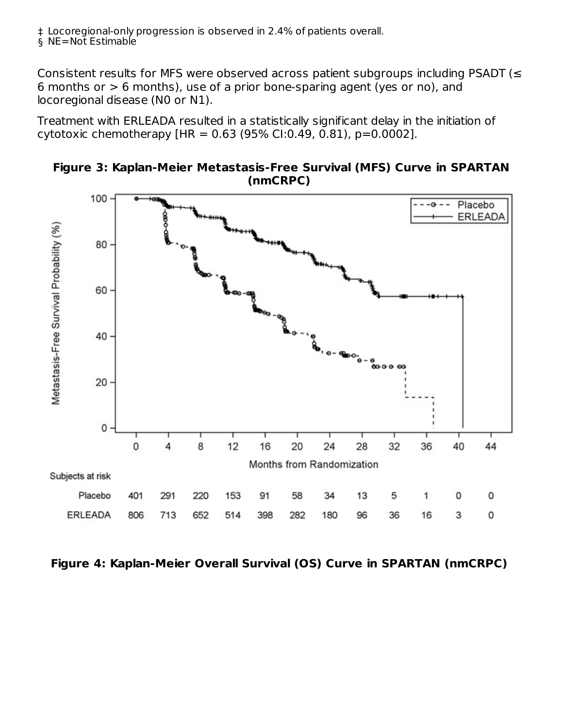‡ Locoregional-only progression is observed in 2.4% of patients overall.
§ NE=Not Estimable

Consistent results for MFS were observed across patient subgroups including PSADT (≤ 6 months or > 6 months), use of a prior bone-sparing agent (yes or no), and locoregional disease (N0 or N1).

Treatment with ERLEADA resulted in a statistically significant delay in the initiation of cytotoxic chemotherapy [HR = 0.63 (95% CI:0.49, 0.81), p=0.0002].

**Figure 3: Kaplan-Meier Metastasis-Free Survival (MFS) Curve in SPARTAN (nmCRPC)**

Subjects at risk

| | 0 | 4 | 8 | 12 | 16 | 20 | 24 | 28 | 32 | 36 | 40 | 44 |
|---|---|---|---|---|---|---|---|---|---|---|---|---|
| Placebo | 401 | 291 | 220 | 153 | 91 | 58 | 34 | 13 | 5 | 1 | 0 | 0 |
| ERLEADA | 806 | 713 | 652 | 514 | 398 | 282 | 180 | 96 | 36 | 16 | 3 | 0 |

**Figure 4: Kaplan-Meier Overall Survival (OS) Curve in SPARTAN (nmCRPC)**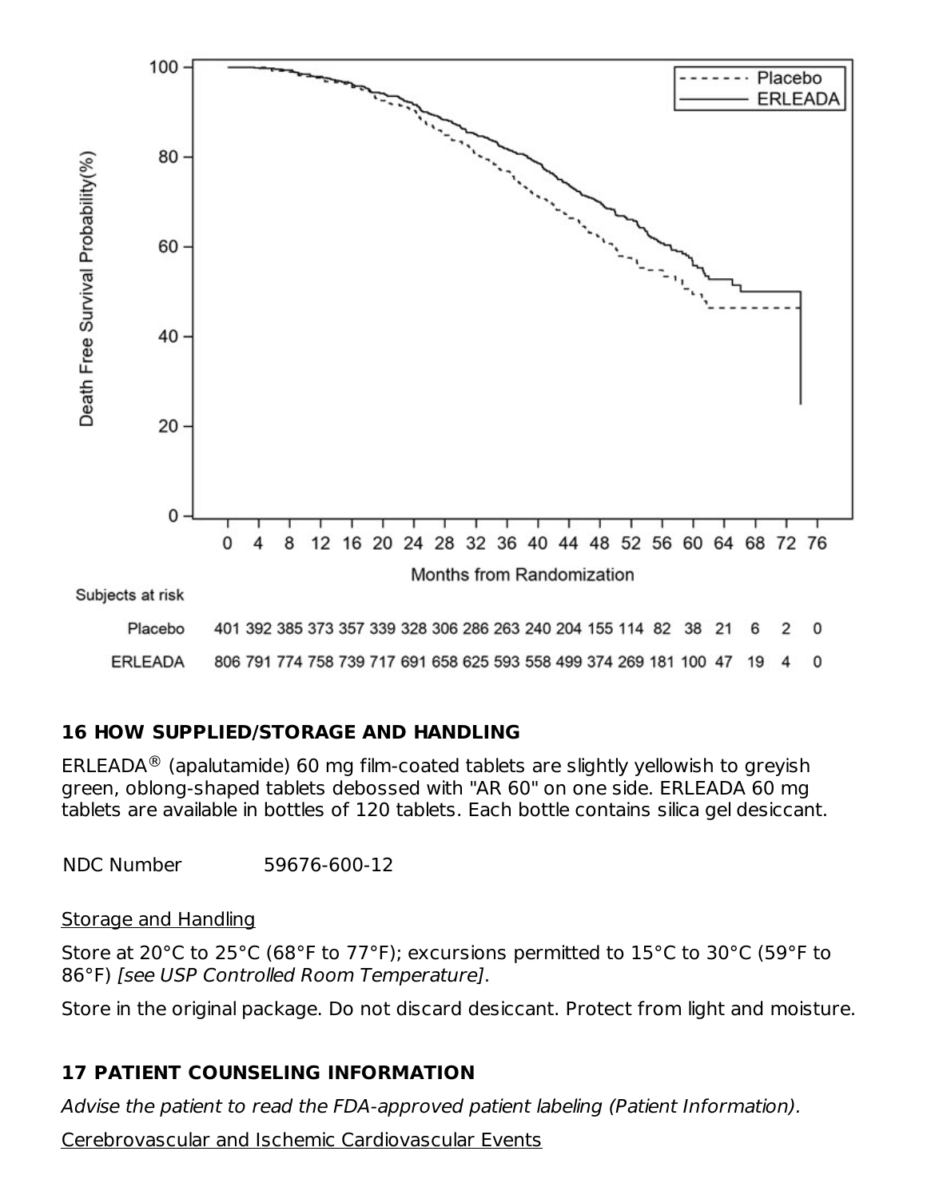| Subjects at risk | 0 | 4 | 8 | 12 | 16 | 20 | 24 | 28 | 32 | 36 | 40 | 44 | 48 | 52 | 56 | 60 | 64 | 68 | 72 | 76 |
|---|---|---|---|---|---|---|---|---|---|---|---|---|---|---|---|---|---|---|---|---|
| Placebo | 401 | 392 | 385 | 373 | 357 | 339 | 328 | 306 | 286 | 263 | 240 | 204 | 155 | 114 | 82 | 38 | 21 | 6 | 2 | 0 |
| ERLEADA | 806 | 791 | 774 | 758 | 739 | 717 | 691 | 658 | 625 | 593 | 558 | 499 | 374 | 269 | 181 | 100 | 47 | 19 | 4 | 0 |

## 16 HOW SUPPLIED/STORAGE AND HANDLING

ERLEADA® (apalutamide) 60 mg film-coated tablets are slightly yellowish to greyish green, oblong-shaped tablets debossed with "AR 60" on one side. ERLEADA 60 mg tablets are available in bottles of 120 tablets. Each bottle contains silica gel desiccant.

| NDC Number | 59676-600-12 |
|---|---|

Storage and Handling

Store at 20°C to 25°C (68°F to 77°F); excursions permitted to 15°C to 30°C (59°F to 86°F) *[see USP Controlled Room Temperature]*.

Store in the original package. Do not discard desiccant. Protect from light and moisture.

## 17 PATIENT COUNSELING INFORMATION

*Advise the patient to read the FDA-approved patient labeling (Patient Information).*

Cerebrovascular and Ischemic Cardiovascular Events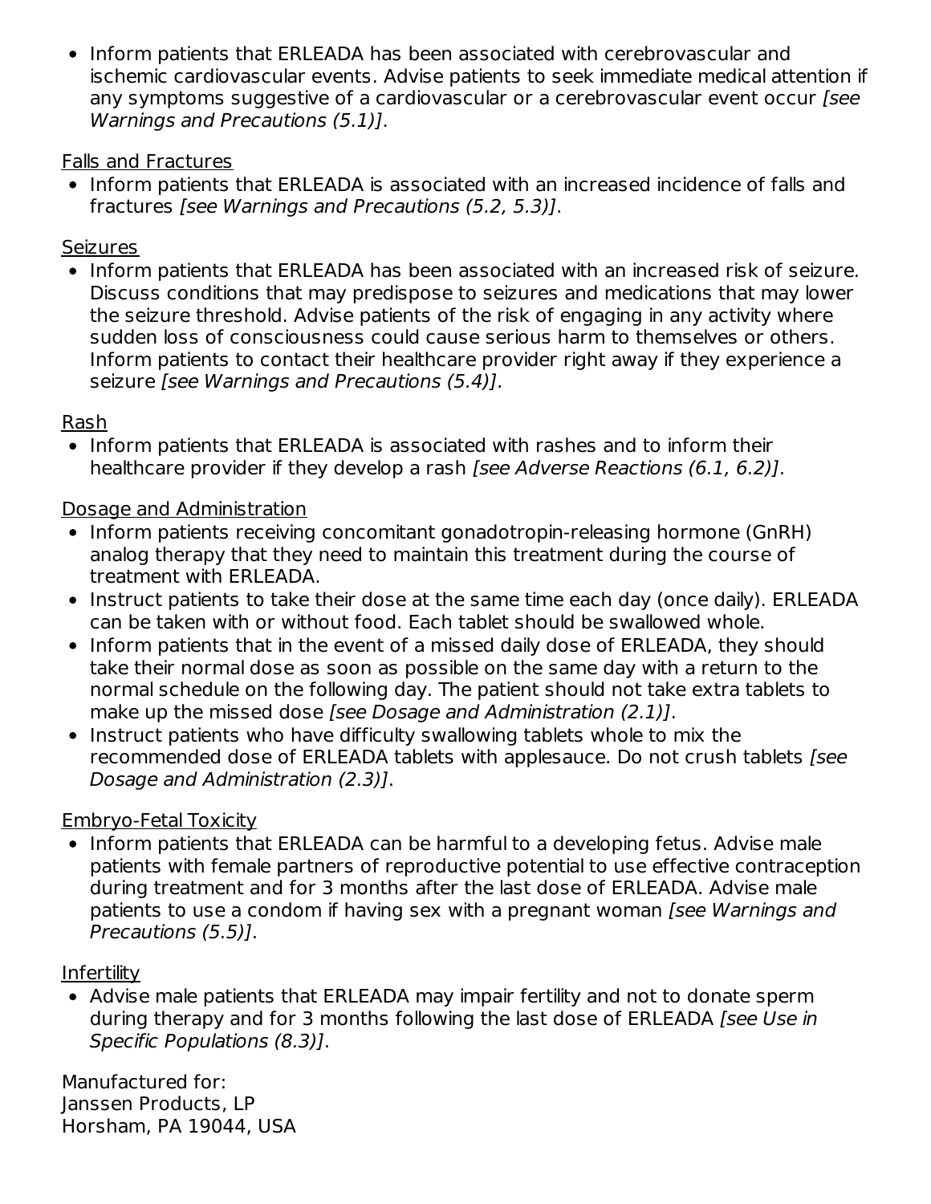- Inform patients that ERLEADA has been associated with cerebrovascular and ischemic cardiovascular events. Advise patients to seek immediate medical attention if any symptoms suggestive of a cardiovascular or a cerebrovascular event occur *[see Warnings and Precautions (5.1)]*.

Falls and Fractures

- Inform patients that ERLEADA is associated with an increased incidence of falls and fractures *[see Warnings and Precautions (5.2, 5.3)]*.

Seizures

- Inform patients that ERLEADA has been associated with an increased risk of seizure. Discuss conditions that may predispose to seizures and medications that may lower the seizure threshold. Advise patients of the risk of engaging in any activity where sudden loss of consciousness could cause serious harm to themselves or others. Inform patients to contact their healthcare provider right away if they experience a seizure *[see Warnings and Precautions (5.4)]*.

Rash

- Inform patients that ERLEADA is associated with rashes and to inform their healthcare provider if they develop a rash *[see Adverse Reactions (6.1, 6.2)]*.

Dosage and Administration

- Inform patients receiving concomitant gonadotropin-releasing hormone (GnRH) analog therapy that they need to maintain this treatment during the course of treatment with ERLEADA.
- Instruct patients to take their dose at the same time each day (once daily). ERLEADA can be taken with or without food. Each tablet should be swallowed whole.
- Inform patients that in the event of a missed daily dose of ERLEADA, they should take their normal dose as soon as possible on the same day with a return to the normal schedule on the following day. The patient should not take extra tablets to make up the missed dose *[see Dosage and Administration (2.1)]*.
- Instruct patients who have difficulty swallowing tablets whole to mix the recommended dose of ERLEADA tablets with applesauce. Do not crush tablets *[see Dosage and Administration (2.3)]*.

Embryo-Fetal Toxicity

- Inform patients that ERLEADA can be harmful to a developing fetus. Advise male patients with female partners of reproductive potential to use effective contraception during treatment and for 3 months after the last dose of ERLEADA. Advise male patients to use a condom if having sex with a pregnant woman *[see Warnings and Precautions (5.5)]*.

Infertility

- Advise male patients that ERLEADA may impair fertility and not to donate sperm during therapy and for 3 months following the last dose of ERLEADA *[see Use in Specific Populations (8.3)]*.

Manufactured for:
Janssen Products, LP
Horsham, PA 19044, USA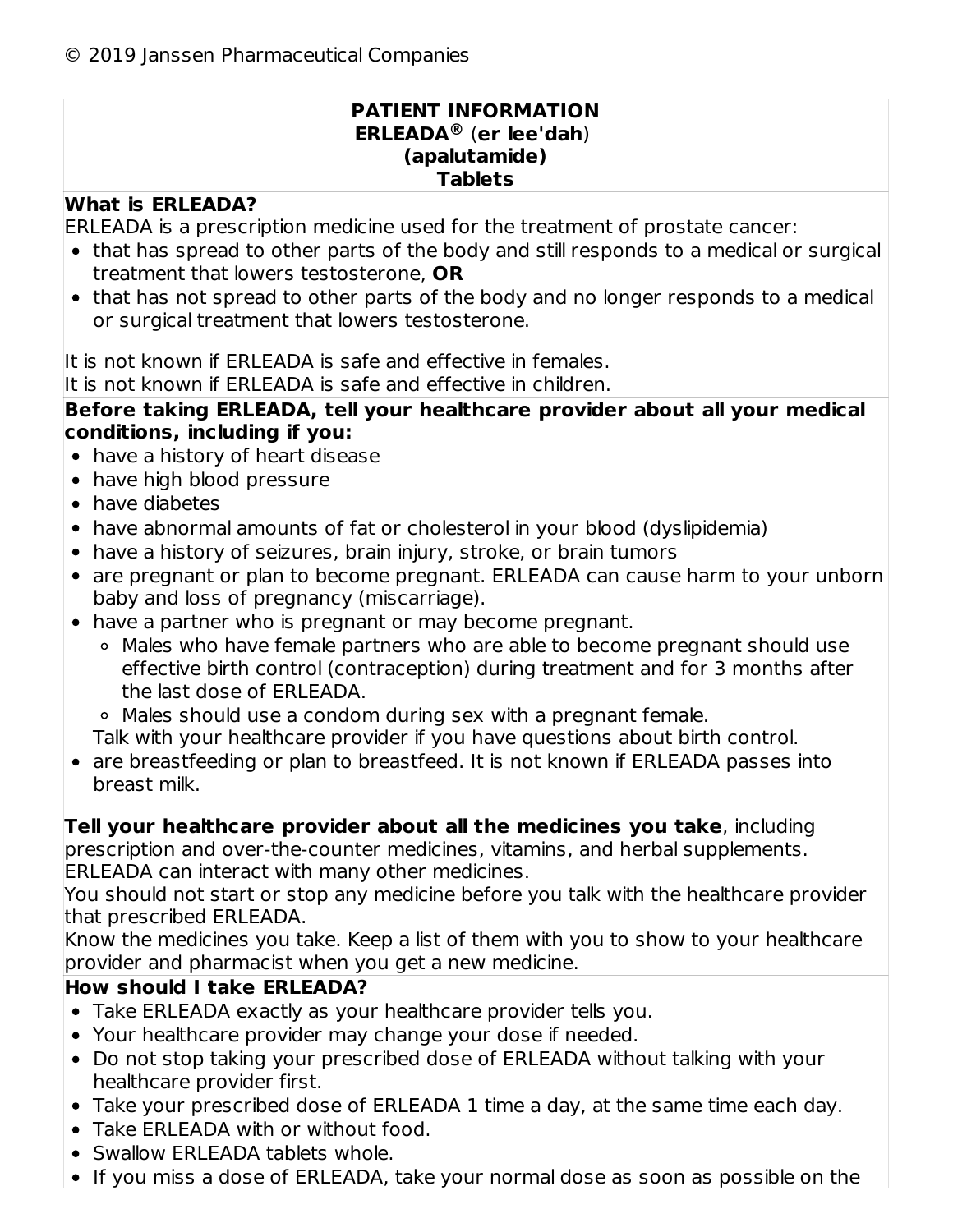© 2019 Janssen Pharmaceutical Companies

**PATIENT INFORMATION**
**ERLEADA®** (**er lee'dah**)
**(apalutamide)**
**Tablets**

**What is ERLEADA?**

ERLEADA is a prescription medicine used for the treatment of prostate cancer:

- that has spread to other parts of the body and still responds to a medical or surgical treatment that lowers testosterone, **OR**
- that has not spread to other parts of the body and no longer responds to a medical or surgical treatment that lowers testosterone.

It is not known if ERLEADA is safe and effective in females.
It is not known if ERLEADA is safe and effective in children.

**Before taking ERLEADA, tell your healthcare provider about all your medical conditions, including if you:**

- have a history of heart disease
- have high blood pressure
- have diabetes
- have abnormal amounts of fat or cholesterol in your blood (dyslipidemia)
- have a history of seizures, brain injury, stroke, or brain tumors
- are pregnant or plan to become pregnant. ERLEADA can cause harm to your unborn baby and loss of pregnancy (miscarriage).
- have a partner who is pregnant or may become pregnant.
  - Males who have female partners who are able to become pregnant should use effective birth control (contraception) during treatment and for 3 months after the last dose of ERLEADA.
  - Males should use a condom during sex with a pregnant female.

  Talk with your healthcare provider if you have questions about birth control.
- are breastfeeding or plan to breastfeed. It is not known if ERLEADA passes into breast milk.

**Tell your healthcare provider about all the medicines you take**, including prescription and over-the-counter medicines, vitamins, and herbal supplements. ERLEADA can interact with many other medicines.
You should not start or stop any medicine before you talk with the healthcare provider that prescribed ERLEADA.
Know the medicines you take. Keep a list of them with you to show to your healthcare provider and pharmacist when you get a new medicine.

**How should I take ERLEADA?**

- Take ERLEADA exactly as your healthcare provider tells you.
- Your healthcare provider may change your dose if needed.
- Do not stop taking your prescribed dose of ERLEADA without talking with your healthcare provider first.
- Take your prescribed dose of ERLEADA 1 time a day, at the same time each day.
- Take ERLEADA with or without food.
- Swallow ERLEADA tablets whole.
- If you miss a dose of ERLEADA, take your normal dose as soon as possible on the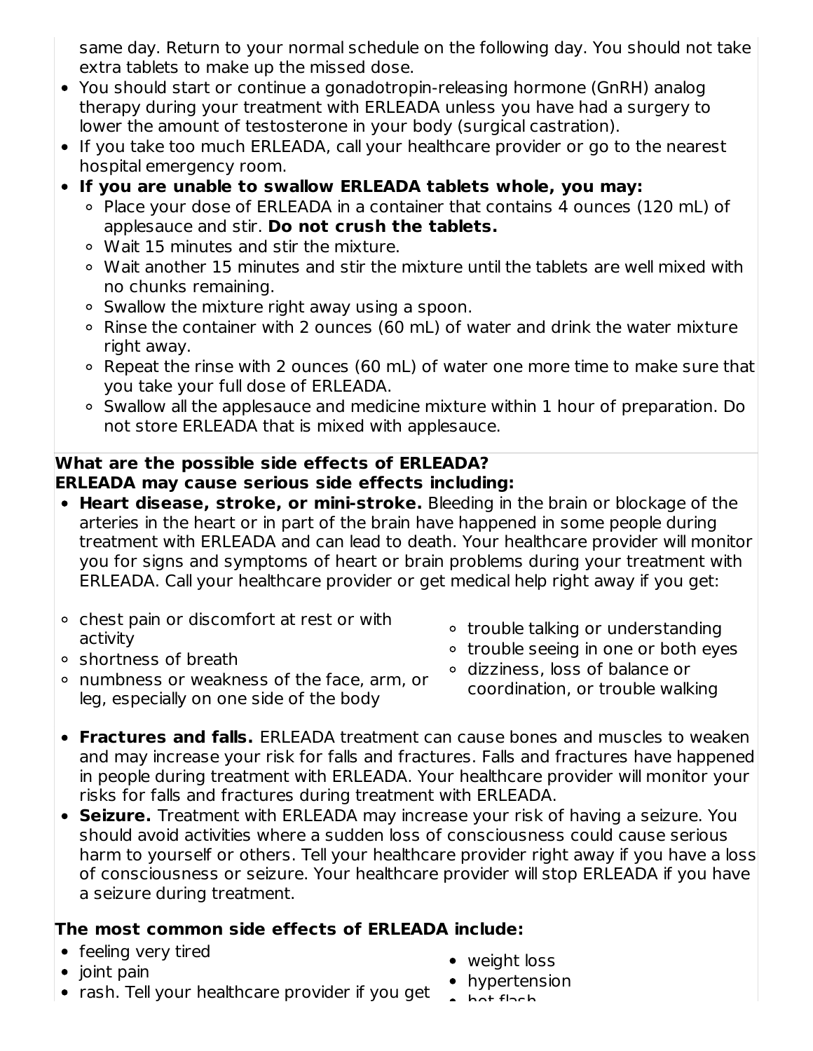same day. Return to your normal schedule on the following day. You should not take extra tablets to make up the missed dose.

- You should start or continue a gonadotropin-releasing hormone (GnRH) analog therapy during your treatment with ERLEADA unless you have had a surgery to lower the amount of testosterone in your body (surgical castration).
- If you take too much ERLEADA, call your healthcare provider or go to the nearest hospital emergency room.
- **If you are unable to swallow ERLEADA tablets whole, you may:**
  - Place your dose of ERLEADA in a container that contains 4 ounces (120 mL) of applesauce and stir. **Do not crush the tablets.**
  - Wait 15 minutes and stir the mixture.
  - Wait another 15 minutes and stir the mixture until the tablets are well mixed with no chunks remaining.
  - Swallow the mixture right away using a spoon.
  - Rinse the container with 2 ounces (60 mL) of water and drink the water mixture right away.
  - Repeat the rinse with 2 ounces (60 mL) of water one more time to make sure that you take your full dose of ERLEADA.
  - Swallow all the applesauce and medicine mixture within 1 hour of preparation. Do not store ERLEADA that is mixed with applesauce.

**What are the possible side effects of ERLEADA?**
**ERLEADA may cause serious side effects including:**

- **Heart disease, stroke, or mini-stroke.** Bleeding in the brain or blockage of the arteries in the heart or in part of the brain have happened in some people during treatment with ERLEADA and can lead to death. Your healthcare provider will monitor you for signs and symptoms of heart or brain problems during your treatment with ERLEADA. Call your healthcare provider or get medical help right away if you get:
  - chest pain or discomfort at rest or with activity
  - shortness of breath
  - numbness or weakness of the face, arm, or leg, especially on one side of the body
  - trouble talking or understanding
  - trouble seeing in one or both eyes
  - dizziness, loss of balance or coordination, or trouble walking
- **Fractures and falls.** ERLEADA treatment can cause bones and muscles to weaken and may increase your risk for falls and fractures. Falls and fractures have happened in people during treatment with ERLEADA. Your healthcare provider will monitor your risks for falls and fractures during treatment with ERLEADA.
- **Seizure.** Treatment with ERLEADA may increase your risk of having a seizure. You should avoid activities where a sudden loss of consciousness could cause serious harm to yourself or others. Tell your healthcare provider right away if you have a loss of consciousness or seizure. Your healthcare provider will stop ERLEADA if you have a seizure during treatment.

**The most common side effects of ERLEADA include:**

- feeling very tired
- joint pain
- rash. Tell your healthcare provider if you get
- weight loss
- hypertension
- hot flash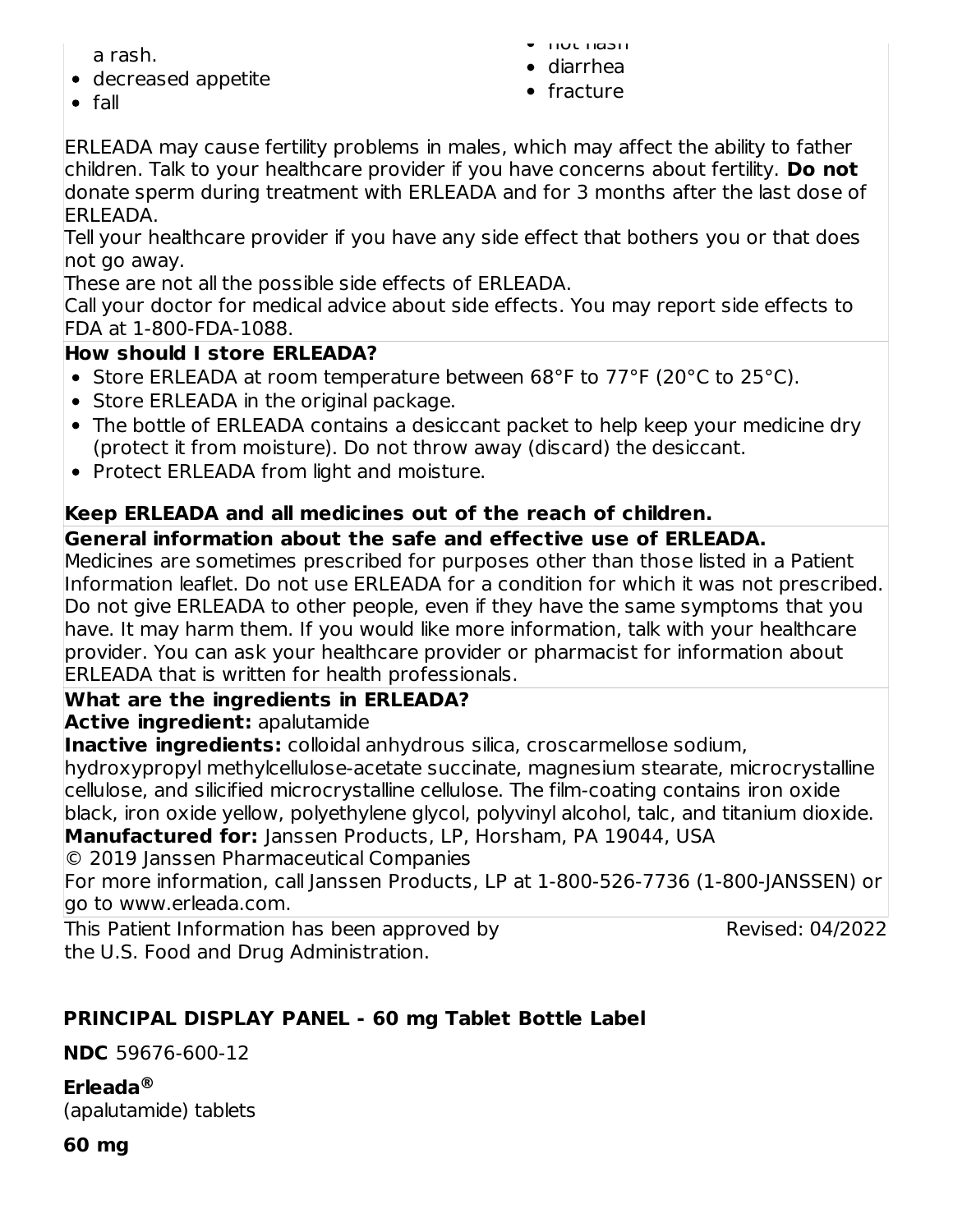a rash.

- decreased appetite
- fall
- hot flash
- diarrhea
- fracture

ERLEADA may cause fertility problems in males, which may affect the ability to father children. Talk to your healthcare provider if you have concerns about fertility. **Do not** donate sperm during treatment with ERLEADA and for 3 months after the last dose of ERLEADA.

Tell your healthcare provider if you have any side effect that bothers you or that does not go away.

These are not all the possible side effects of ERLEADA.

Call your doctor for medical advice about side effects. You may report side effects to FDA at 1-800-FDA-1088.

**How should I store ERLEADA?**

- Store ERLEADA at room temperature between 68°F to 77°F (20°C to 25°C).
- Store ERLEADA in the original package.
- The bottle of ERLEADA contains a desiccant packet to help keep your medicine dry (protect it from moisture). Do not throw away (discard) the desiccant.
- Protect ERLEADA from light and moisture.

**Keep ERLEADA and all medicines out of the reach of children.**

**General information about the safe and effective use of ERLEADA.**

Medicines are sometimes prescribed for purposes other than those listed in a Patient Information leaflet. Do not use ERLEADA for a condition for which it was not prescribed. Do not give ERLEADA to other people, even if they have the same symptoms that you have. It may harm them. If you would like more information, talk with your healthcare provider. You can ask your healthcare provider or pharmacist for information about ERLEADA that is written for health professionals.

**What are the ingredients in ERLEADA?**

**Active ingredient:** apalutamide

**Inactive ingredients:** colloidal anhydrous silica, croscarmellose sodium, hydroxypropyl methylcellulose-acetate succinate, magnesium stearate, microcrystalline cellulose, and silicified microcrystalline cellulose. The film-coating contains iron oxide black, iron oxide yellow, polyethylene glycol, polyvinyl alcohol, talc, and titanium dioxide.

**Manufactured for:** Janssen Products, LP, Horsham, PA 19044, USA

© 2019 Janssen Pharmaceutical Companies

For more information, call Janssen Products, LP at 1-800-526-7736 (1-800-JANSSEN) or go to www.erleada.com.

This Patient Information has been approved by the U.S. Food and Drug Administration. Revised: 04/2022

## PRINCIPAL DISPLAY PANEL - 60 mg Tablet Bottle Label

**NDC** 59676-600-12

**Erleada®**
(apalutamide) tablets

**60 mg**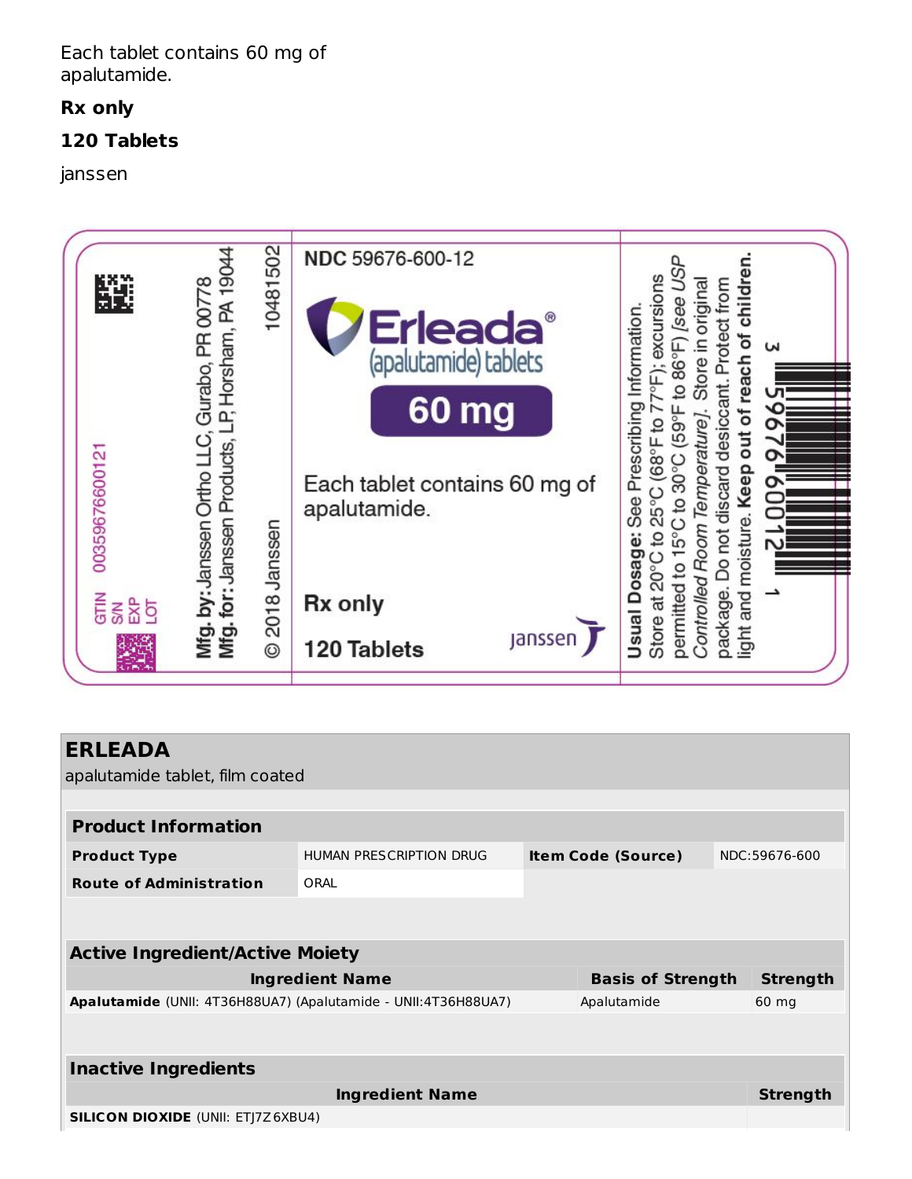Each tablet contains 60 mg of apalutamide.

**Rx only**

**120 Tablets**

janssen

GTIN 00359676600121
S/N
EXP
LOT

**Mfg. by:** Janssen Ortho LLC, Gurabo, PR 00778
**Mfg. for:** Janssen Products, LP, Horsham, PA 19044

10481502

© 2018 Janssen

NDC 59676-600-12

Erleada®
(apalutamide) tablets

60 mg

Each tablet contains 60 mg of apalutamide.

Rx only

120 Tablets

janssen

**Usual Dosage:** See Prescribing Information.
Store at 20°C to 25°C (68°F to 77°F); excursions permitted to 15°C to 30°C (59°F to 86°F) *[see USP Controlled Room Temperature]*. Store in original package. Do not discard desiccant. Protect from light and moisture. **Keep out of reach of children.**

3 59676 60012 1

## ERLEADA

apalutamide tablet, film coated

| **Product Information** | | | |
|---|---|---|---|
| **Product Type** | HUMAN PRESCRIPTION DRUG | **Item Code (Source)** | NDC:59676-600 |
| **Route of Administration** | ORAL | | |

| **Active Ingredient/Active Moiety** | | |
|---|---|---|
| **Ingredient Name** | **Basis of Strength** | **Strength** |
| **Apalutamide** (UNII: 4T36H88UA7) (Apalutamide - UNII:4T36H88UA7) | Apalutamide | 60 mg |

| **Inactive Ingredients** | |
|---|---|
| **Ingredient Name** | **Strength** |
| **SILICON DIOXIDE** (UNII: ETJ7Z6XBU4) | |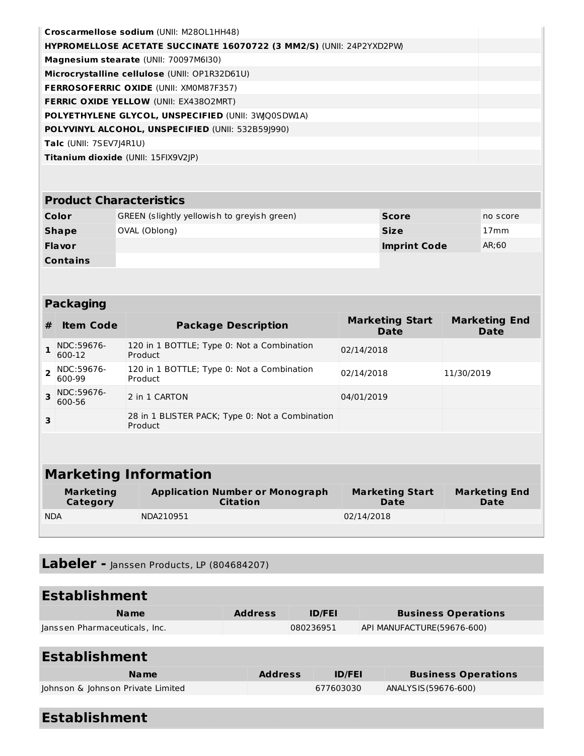| | |
|---|---|
| **Croscarmellose sodium** (UNII: M28OL1HH48) | |
| **HYPROMELLOSE ACETATE SUCCINATE 16070722 (3 MM2/S)** (UNII: 24P2YXD2PW) | |
| **Magnesium stearate** (UNII: 70097M6I30) | |
| **Microcrystalline cellulose** (UNII: OP1R32D61U) | |
| **FERROSOFERRIC OXIDE** (UNII: XM0M87F357) | |
| **FERRIC OXIDE YELLOW** (UNII: EX438O2MRT) | |
| **POLYETHYLENE GLYCOL, UNSPECIFIED** (UNII: 3WJQ0SDW1A) | |
| **POLYVINYL ALCOHOL, UNSPECIFIED** (UNII: 532B59J990) | |
| **Talc** (UNII: 7SEV7J4R1U) | |
| **Titanium dioxide** (UNII: 15FIX9V2JP) | |

| **Product Characteristics** | | | |
|---|---|---|---|
| **Color** | GREEN (slightly yellowish to greyish green) | **Score** | no score |
| **Shape** | OVAL (Oblong) | **Size** | 17mm |
| **Flavor** | | **Imprint Code** | AR;60 |
| **Contains** | | | |

**Packaging**

| # | Item Code | Package Description | Marketing Start Date | Marketing End Date |
|---|---|---|---|---|
| 1 | NDC:59676-600-12 | 120 in 1 BOTTLE; Type 0: Not a Combination Product | 02/14/2018 | |
| 2 | NDC:59676-600-99 | 120 in 1 BOTTLE; Type 0: Not a Combination Product | 02/14/2018 | 11/30/2019 |
| 3 | NDC:59676-600-56 | 2 in 1 CARTON | 04/01/2019 | |
| 3 | | 28 in 1 BLISTER PACK; Type 0: Not a Combination Product | | |

**Marketing Information**

| Marketing Category | Application Number or Monograph Citation | Marketing Start Date | Marketing End Date |
|---|---|---|---|
| NDA | NDA210951 | 02/14/2018 | |

## Labeler - Janssen Products, LP (804684207)

**Establishment**

| Name | Address | ID/FEI | Business Operations |
|---|---|---|---|
| Janssen Pharmaceuticals, Inc. | | 080236951 | API MANUFACTURE(59676-600) |

**Establishment**

| Name | Address | ID/FEI | Business Operations |
|---|---|---|---|
| Johnson & Johnson Private Limited | | 677603030 | ANALYSIS(59676-600) |

**Establishment**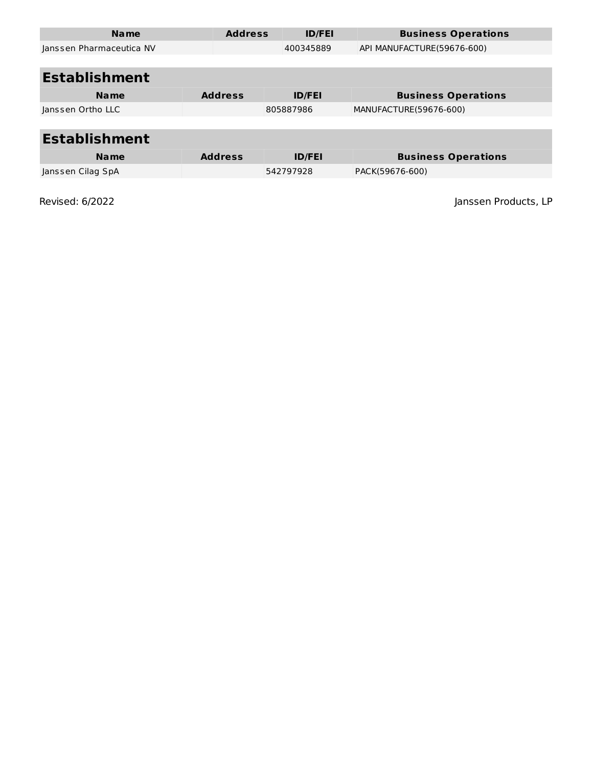| Name | Address | ID/FEI | Business Operations |
| --- | --- | --- | --- |
| Janssen Pharmaceutica NV | | 400345889 | API MANUFACTURE(59676-600) |

## Establishment

| Name | Address | ID/FEI | Business Operations |
| --- | --- | --- | --- |
| Janssen Ortho LLC | | 805887986 | MANUFACTURE(59676-600) |

## Establishment

| Name | Address | ID/FEI | Business Operations |
| --- | --- | --- | --- |
| Janssen Cilag SpA | | 542797928 | PACK(59676-600) |

Revised: 6/2022

Janssen Products, LP